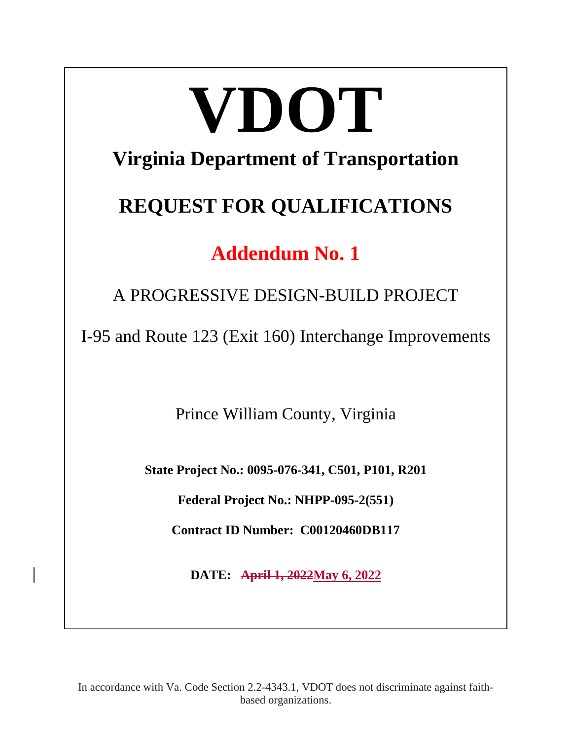# VDOT

## Virginia Department of Transportation

## REQUEST FOR QUALIFICATIONS

## Addendum No. 1

A PROGRESSIVE DESIGN-BUILD PROJECT

I-95 and Route 123 (Exit 160) Interchange Improvements

Prince William County, Virginia

**State Project No.: 0095-076-341, C501, P101, R201**

**Federal Project No.: NHPP-095-2(551)**

**Contract ID Number: C00120460DB117**

**DATE: ~~April 1, 2022~~May 6, 2022**

In accordance with Va. Code Section 2.2-4343.1, VDOT does not discriminate against faith-based organizations.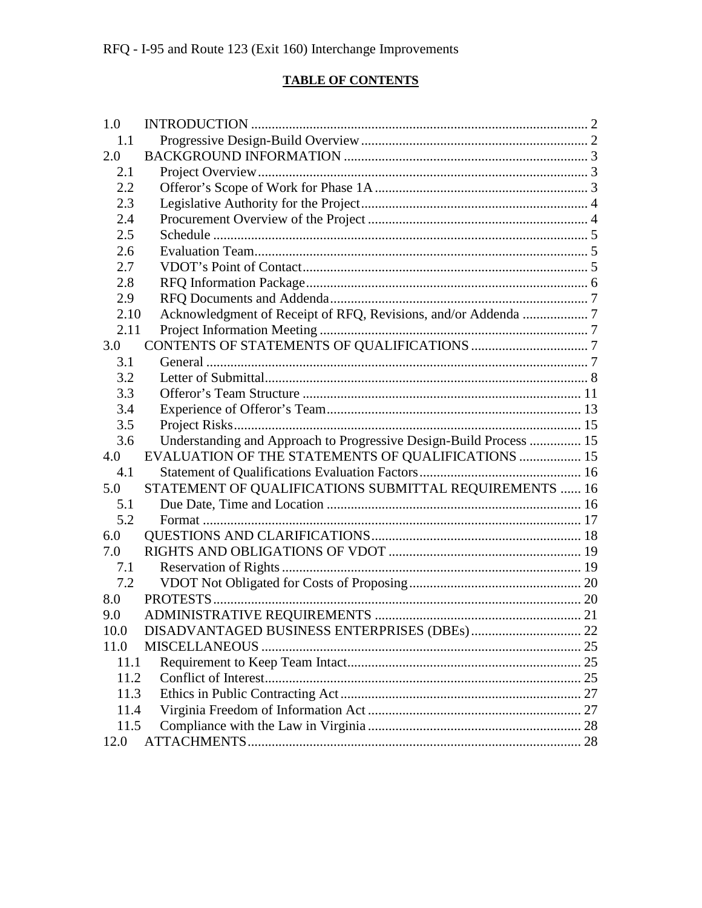**TABLE OF CONTENTS**

| | | |
|---|---|---|
| 1.0 | INTRODUCTION | 2 |
| 1.1 | Progressive Design-Build Overview | 2 |
| 2.0 | BACKGROUND INFORMATION | 3 |
| 2.1 | Project Overview | 3 |
| 2.2 | Offeror's Scope of Work for Phase 1A | 3 |
| 2.3 | Legislative Authority for the Project | 4 |
| 2.4 | Procurement Overview of the Project | 4 |
| 2.5 | Schedule | 5 |
| 2.6 | Evaluation Team | 5 |
| 2.7 | VDOT's Point of Contact | 5 |
| 2.8 | RFQ Information Package | 6 |
| 2.9 | RFQ Documents and Addenda | 7 |
| 2.10 | Acknowledgment of Receipt of RFQ, Revisions, and/or Addenda | 7 |
| 2.11 | Project Information Meeting | 7 |
| 3.0 | CONTENTS OF STATEMENTS OF QUALIFICATIONS | 7 |
| 3.1 | General | 7 |
| 3.2 | Letter of Submittal | 8 |
| 3.3 | Offeror's Team Structure | 11 |
| 3.4 | Experience of Offeror's Team | 13 |
| 3.5 | Project Risks | 15 |
| 3.6 | Understanding and Approach to Progressive Design-Build Process | 15 |
| 4.0 | EVALUATION OF THE STATEMENTS OF QUALIFICATIONS | 15 |
| 4.1 | Statement of Qualifications Evaluation Factors | 16 |
| 5.0 | STATEMENT OF QUALIFICATIONS SUBMITTAL REQUIREMENTS | 16 |
| 5.1 | Due Date, Time and Location | 16 |
| 5.2 | Format | 17 |
| 6.0 | QUESTIONS AND CLARIFICATIONS | 18 |
| 7.0 | RIGHTS AND OBLIGATIONS OF VDOT | 19 |
| 7.1 | Reservation of Rights | 19 |
| 7.2 | VDOT Not Obligated for Costs of Proposing | 20 |
| 8.0 | PROTESTS | 20 |
| 9.0 | ADMINISTRATIVE REQUIREMENTS | 21 |
| 10.0 | DISADVANTAGED BUSINESS ENTERPRISES (DBEs) | 22 |
| 11.0 | MISCELLANEOUS | 25 |
| 11.1 | Requirement to Keep Team Intact | 25 |
| 11.2 | Conflict of Interest | 25 |
| 11.3 | Ethics in Public Contracting Act | 27 |
| 11.4 | Virginia Freedom of Information Act | 27 |
| 11.5 | Compliance with the Law in Virginia | 28 |
| 12.0 | ATTACHMENTS | 28 |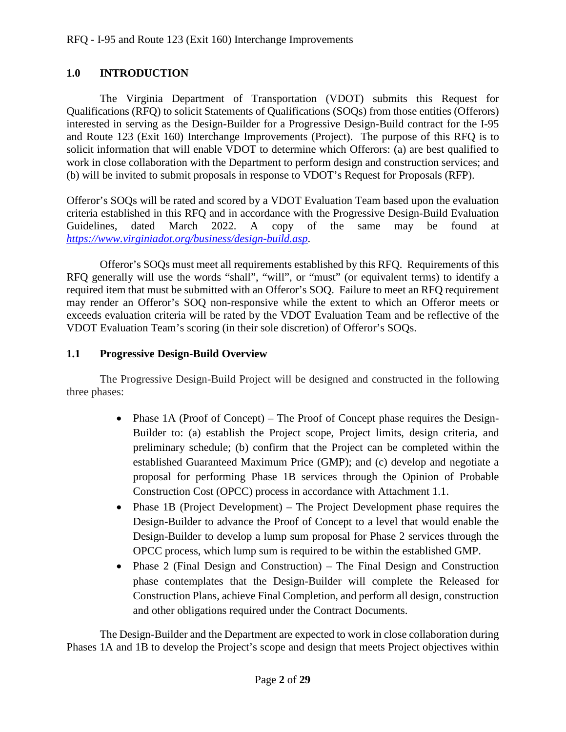## 1.0 INTRODUCTION

The Virginia Department of Transportation (VDOT) submits this Request for Qualifications (RFQ) to solicit Statements of Qualifications (SOQs) from those entities (Offerors) interested in serving as the Design-Builder for a Progressive Design-Build contract for the I-95 and Route 123 (Exit 160) Interchange Improvements (Project). The purpose of this RFQ is to solicit information that will enable VDOT to determine which Offerors: (a) are best qualified to work in close collaboration with the Department to perform design and construction services; and (b) will be invited to submit proposals in response to VDOT's Request for Proposals (RFP).

Offeror's SOQs will be rated and scored by a VDOT Evaluation Team based upon the evaluation criteria established in this RFQ and in accordance with the Progressive Design-Build Evaluation Guidelines, dated March 2022. A copy of the same may be found at *https://www.virginiadot.org/business/design-build.asp*.

Offeror's SOQs must meet all requirements established by this RFQ. Requirements of this RFQ generally will use the words "shall", "will", or "must" (or equivalent terms) to identify a required item that must be submitted with an Offeror's SOQ. Failure to meet an RFQ requirement may render an Offeror's SOQ non-responsive while the extent to which an Offeror meets or exceeds evaluation criteria will be rated by the VDOT Evaluation Team and be reflective of the VDOT Evaluation Team's scoring (in their sole discretion) of Offeror's SOQs.

### 1.1 Progressive Design-Build Overview

The Progressive Design-Build Project will be designed and constructed in the following three phases:

- Phase 1A (Proof of Concept) – The Proof of Concept phase requires the Design-Builder to: (a) establish the Project scope, Project limits, design criteria, and preliminary schedule; (b) confirm that the Project can be completed within the established Guaranteed Maximum Price (GMP); and (c) develop and negotiate a proposal for performing Phase 1B services through the Opinion of Probable Construction Cost (OPCC) process in accordance with Attachment 1.1.
- Phase 1B (Project Development) – The Project Development phase requires the Design-Builder to advance the Proof of Concept to a level that would enable the Design-Builder to develop a lump sum proposal for Phase 2 services through the OPCC process, which lump sum is required to be within the established GMP.
- Phase 2 (Final Design and Construction) – The Final Design and Construction phase contemplates that the Design-Builder will complete the Released for Construction Plans, achieve Final Completion, and perform all design, construction and other obligations required under the Contract Documents.

The Design-Builder and the Department are expected to work in close collaboration during Phases 1A and 1B to develop the Project's scope and design that meets Project objectives within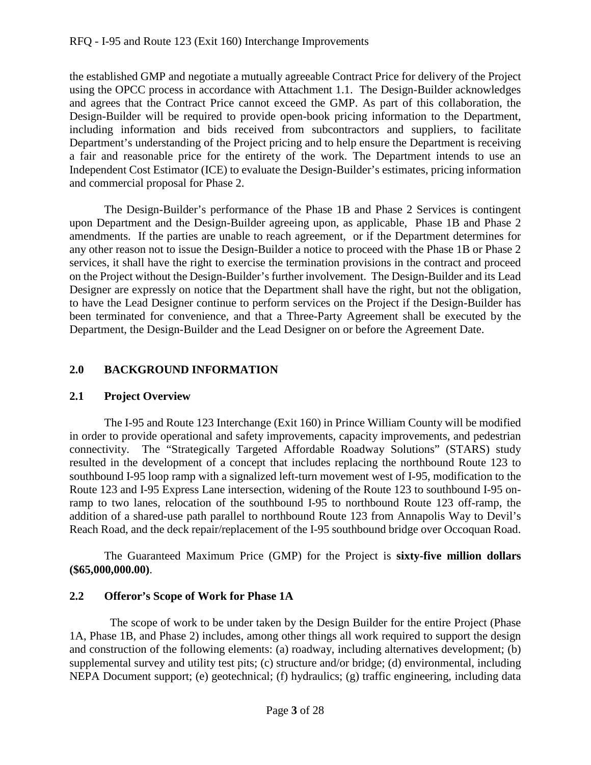the established GMP and negotiate a mutually agreeable Contract Price for delivery of the Project using the OPCC process in accordance with Attachment 1.1. The Design-Builder acknowledges and agrees that the Contract Price cannot exceed the GMP. As part of this collaboration, the Design-Builder will be required to provide open-book pricing information to the Department, including information and bids received from subcontractors and suppliers, to facilitate Department's understanding of the Project pricing and to help ensure the Department is receiving a fair and reasonable price for the entirety of the work. The Department intends to use an Independent Cost Estimator (ICE) to evaluate the Design-Builder's estimates, pricing information and commercial proposal for Phase 2.

The Design-Builder's performance of the Phase 1B and Phase 2 Services is contingent upon Department and the Design-Builder agreeing upon, as applicable, Phase 1B and Phase 2 amendments. If the parties are unable to reach agreement, or if the Department determines for any other reason not to issue the Design-Builder a notice to proceed with the Phase 1B or Phase 2 services, it shall have the right to exercise the termination provisions in the contract and proceed on the Project without the Design-Builder's further involvement. The Design-Builder and its Lead Designer are expressly on notice that the Department shall have the right, but not the obligation, to have the Lead Designer continue to perform services on the Project if the Design-Builder has been terminated for convenience, and that a Three-Party Agreement shall be executed by the Department, the Design-Builder and the Lead Designer on or before the Agreement Date.

## 2.0 BACKGROUND INFORMATION

### 2.1 Project Overview

The I-95 and Route 123 Interchange (Exit 160) in Prince William County will be modified in order to provide operational and safety improvements, capacity improvements, and pedestrian connectivity. The "Strategically Targeted Affordable Roadway Solutions" (STARS) study resulted in the development of a concept that includes replacing the northbound Route 123 to southbound I-95 loop ramp with a signalized left-turn movement west of I-95, modification to the Route 123 and I-95 Express Lane intersection, widening of the Route 123 to southbound I-95 on-ramp to two lanes, relocation of the southbound I-95 to northbound Route 123 off-ramp, the addition of a shared-use path parallel to northbound Route 123 from Annapolis Way to Devil's Reach Road, and the deck repair/replacement of the I-95 southbound bridge over Occoquan Road.

The Guaranteed Maximum Price (GMP) for the Project is **sixty-five million dollars ($65,000,000.00)**.

### 2.2 Offeror's Scope of Work for Phase 1A

The scope of work to be under taken by the Design Builder for the entire Project (Phase 1A, Phase 1B, and Phase 2) includes, among other things all work required to support the design and construction of the following elements: (a) roadway, including alternatives development; (b) supplemental survey and utility test pits; (c) structure and/or bridge; (d) environmental, including NEPA Document support; (e) geotechnical; (f) hydraulics; (g) traffic engineering, including data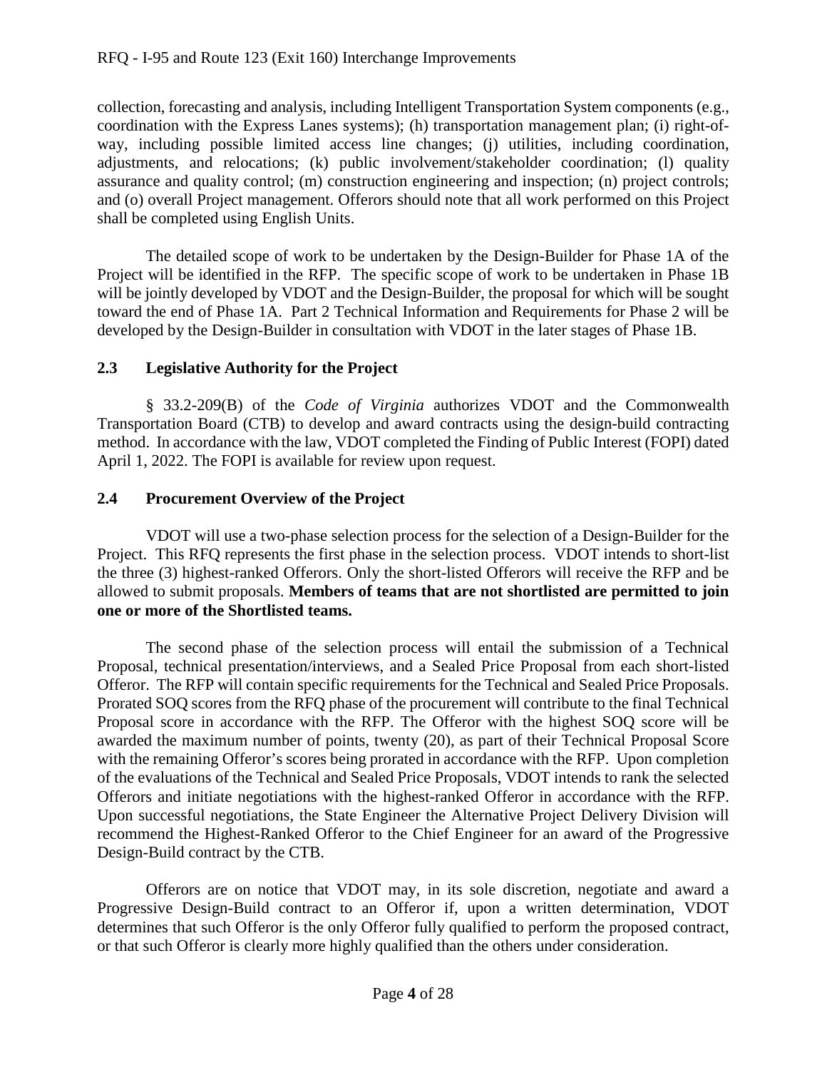collection, forecasting and analysis, including Intelligent Transportation System components (e.g., coordination with the Express Lanes systems); (h) transportation management plan; (i) right-of-way, including possible limited access line changes; (j) utilities, including coordination, adjustments, and relocations; (k) public involvement/stakeholder coordination; (l) quality assurance and quality control; (m) construction engineering and inspection; (n) project controls; and (o) overall Project management. Offerors should note that all work performed on this Project shall be completed using English Units.

The detailed scope of work to be undertaken by the Design-Builder for Phase 1A of the Project will be identified in the RFP. The specific scope of work to be undertaken in Phase 1B will be jointly developed by VDOT and the Design-Builder, the proposal for which will be sought toward the end of Phase 1A. Part 2 Technical Information and Requirements for Phase 2 will be developed by the Design-Builder in consultation with VDOT in the later stages of Phase 1B.

### 2.3 Legislative Authority for the Project

§ 33.2-209(B) of the *Code of Virginia* authorizes VDOT and the Commonwealth Transportation Board (CTB) to develop and award contracts using the design-build contracting method. In accordance with the law, VDOT completed the Finding of Public Interest (FOPI) dated April 1, 2022. The FOPI is available for review upon request.

### 2.4 Procurement Overview of the Project

VDOT will use a two-phase selection process for the selection of a Design-Builder for the Project. This RFQ represents the first phase in the selection process. VDOT intends to short-list the three (3) highest-ranked Offerors. Only the short-listed Offerors will receive the RFP and be allowed to submit proposals. **Members of teams that are not shortlisted are permitted to join one or more of the Shortlisted teams.**

The second phase of the selection process will entail the submission of a Technical Proposal, technical presentation/interviews, and a Sealed Price Proposal from each short-listed Offeror. The RFP will contain specific requirements for the Technical and Sealed Price Proposals. Prorated SOQ scores from the RFQ phase of the procurement will contribute to the final Technical Proposal score in accordance with the RFP. The Offeror with the highest SOQ score will be awarded the maximum number of points, twenty (20), as part of their Technical Proposal Score with the remaining Offeror's scores being prorated in accordance with the RFP. Upon completion of the evaluations of the Technical and Sealed Price Proposals, VDOT intends to rank the selected Offerors and initiate negotiations with the highest-ranked Offeror in accordance with the RFP. Upon successful negotiations, the State Engineer the Alternative Project Delivery Division will recommend the Highest-Ranked Offeror to the Chief Engineer for an award of the Progressive Design-Build contract by the CTB.

Offerors are on notice that VDOT may, in its sole discretion, negotiate and award a Progressive Design-Build contract to an Offeror if, upon a written determination, VDOT determines that such Offeror is the only Offeror fully qualified to perform the proposed contract, or that such Offeror is clearly more highly qualified than the others under consideration.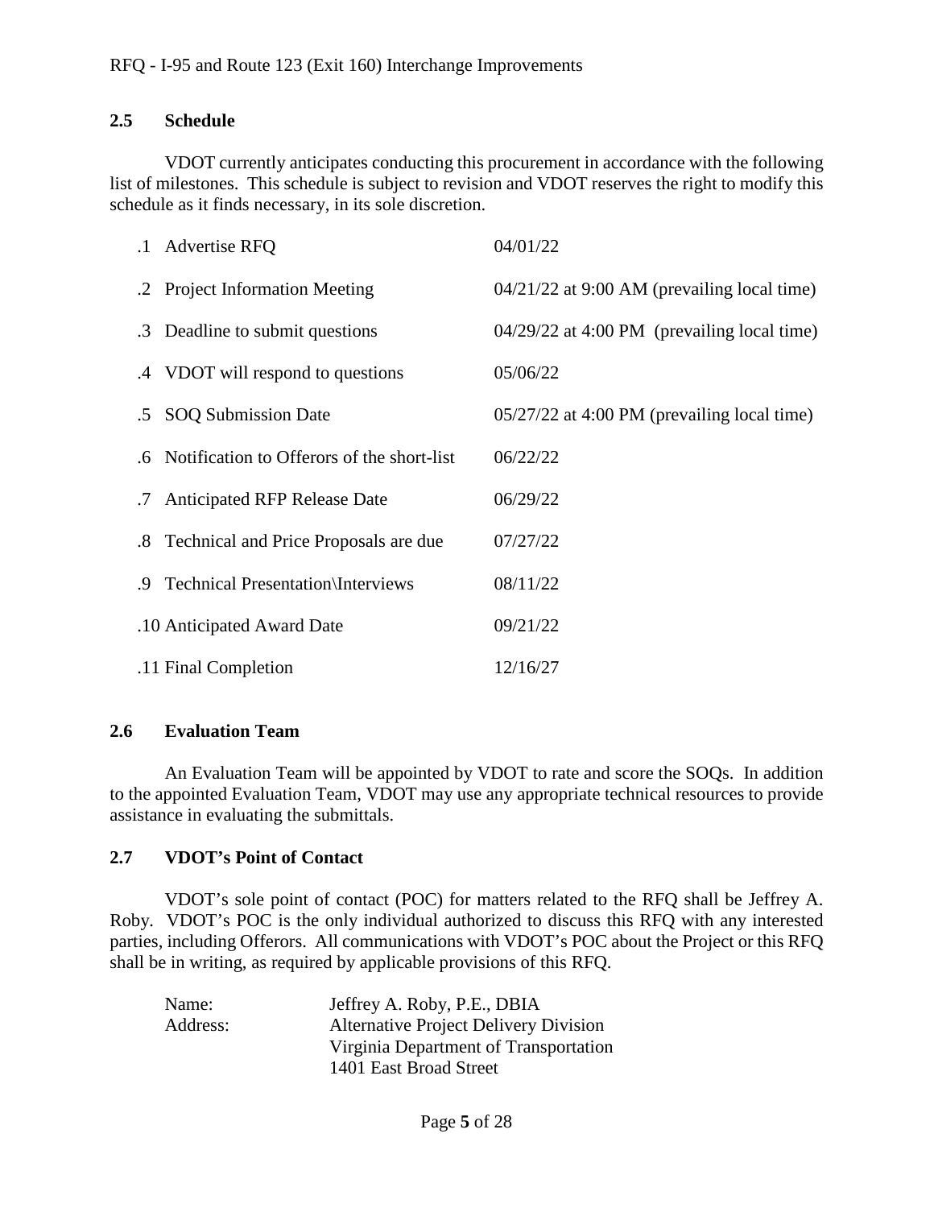## 2.5 Schedule

VDOT currently anticipates conducting this procurement in accordance with the following list of milestones. This schedule is subject to revision and VDOT reserves the right to modify this schedule as it finds necessary, in its sole discretion.

| | |
|---|---|
| .1 Advertise RFQ | 04/01/22 |
| .2 Project Information Meeting | 04/21/22 at 9:00 AM (prevailing local time) |
| .3 Deadline to submit questions | 04/29/22 at 4:00 PM (prevailing local time) |
| .4 VDOT will respond to questions | 05/06/22 |
| .5 SOQ Submission Date | 05/27/22 at 4:00 PM (prevailing local time) |
| .6 Notification to Offerors of the short-list | 06/22/22 |
| .7 Anticipated RFP Release Date | 06/29/22 |
| .8 Technical and Price Proposals are due | 07/27/22 |
| .9 Technical Presentation\Interviews | 08/11/22 |
| .10 Anticipated Award Date | 09/21/22 |
| .11 Final Completion | 12/16/27 |

## 2.6 Evaluation Team

An Evaluation Team will be appointed by VDOT to rate and score the SOQs. In addition to the appointed Evaluation Team, VDOT may use any appropriate technical resources to provide assistance in evaluating the submittals.

## 2.7 VDOT's Point of Contact

VDOT's sole point of contact (POC) for matters related to the RFQ shall be Jeffrey A. Roby. VDOT's POC is the only individual authorized to discuss this RFQ with any interested parties, including Offerors. All communications with VDOT's POC about the Project or this RFQ shall be in writing, as required by applicable provisions of this RFQ.

Name: Jeffrey A. Roby, P.E., DBIA
Address: Alternative Project Delivery Division
Virginia Department of Transportation
1401 East Broad Street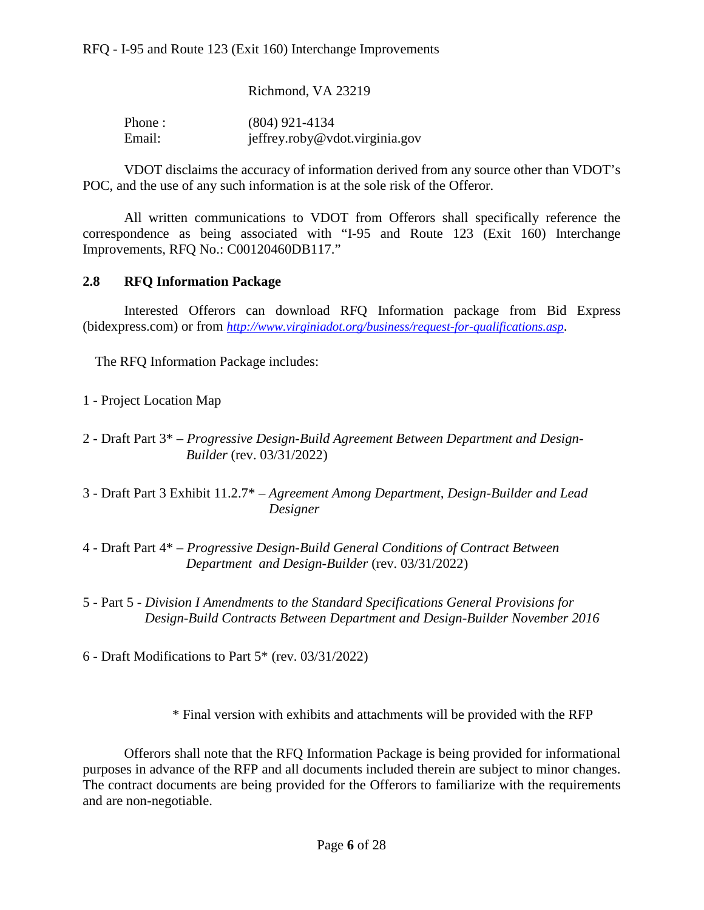Richmond, VA 23219

Phone : (804) 921-4134
Email: jeffrey.roby@vdot.virginia.gov

VDOT disclaims the accuracy of information derived from any source other than VDOT's POC, and the use of any such information is at the sole risk of the Offeror.

All written communications to VDOT from Offerors shall specifically reference the correspondence as being associated with "I-95 and Route 123 (Exit 160) Interchange Improvements, RFQ No.: C00120460DB117."

## 2.8 RFQ Information Package

Interested Offerors can download RFQ Information package from Bid Express (bidexpress.com) or from *http://www.virginiadot.org/business/request-for-qualifications.asp*.

The RFQ Information Package includes:

1 - Project Location Map

2 - Draft Part 3* – *Progressive Design-Build Agreement Between Department and Design-Builder* (rev. 03/31/2022)

3 - Draft Part 3 Exhibit 11.2.7* – *Agreement Among Department, Design-Builder and Lead Designer*

4 - Draft Part 4* – *Progressive Design-Build General Conditions of Contract Between Department and Design-Builder* (rev. 03/31/2022)

5 - Part 5 - *Division I Amendments to the Standard Specifications General Provisions for Design-Build Contracts Between Department and Design-Builder November 2016*

6 - Draft Modifications to Part 5* (rev. 03/31/2022)

\* Final version with exhibits and attachments will be provided with the RFP

Offerors shall note that the RFQ Information Package is being provided for informational purposes in advance of the RFP and all documents included therein are subject to minor changes. The contract documents are being provided for the Offerors to familiarize with the requirements and are non-negotiable.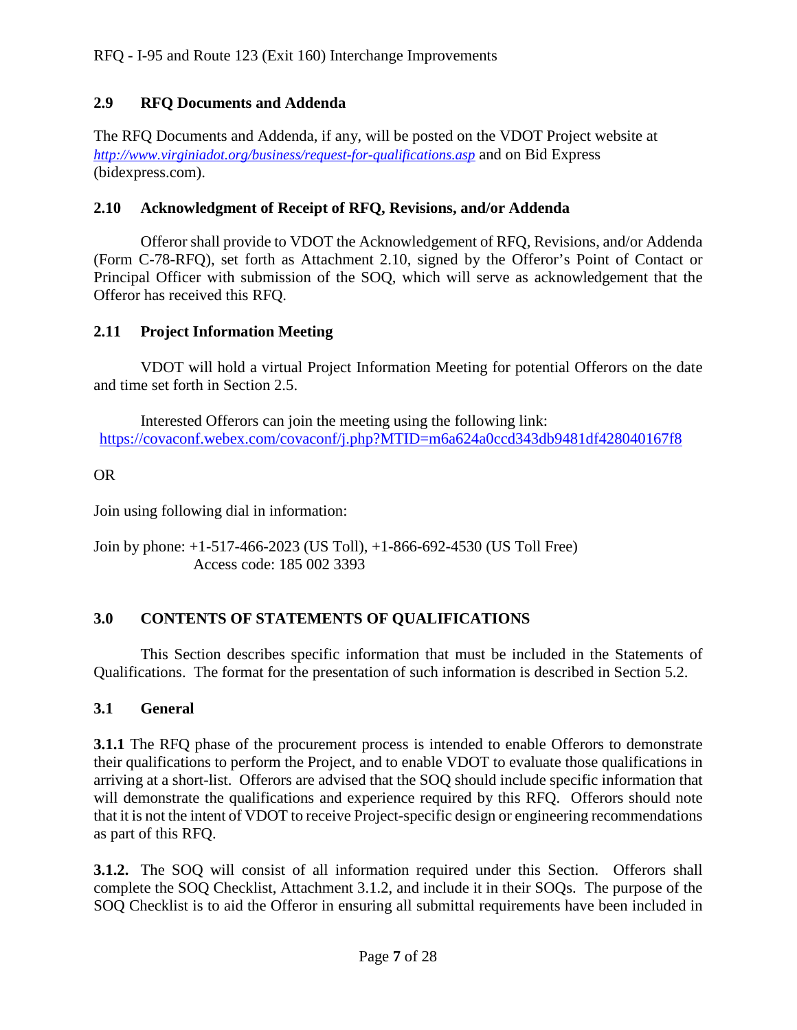## 2.9 RFQ Documents and Addenda

The RFQ Documents and Addenda, if any, will be posted on the VDOT Project website at *http://www.virginiadot.org/business/request-for-qualifications.asp* and on Bid Express (bidexpress.com).

## 2.10 Acknowledgment of Receipt of RFQ, Revisions, and/or Addenda

Offeror shall provide to VDOT the Acknowledgement of RFQ, Revisions, and/or Addenda (Form C-78-RFQ), set forth as Attachment 2.10, signed by the Offeror's Point of Contact or Principal Officer with submission of the SOQ, which will serve as acknowledgement that the Offeror has received this RFQ.

## 2.11 Project Information Meeting

VDOT will hold a virtual Project Information Meeting for potential Offerors on the date and time set forth in Section 2.5.

Interested Offerors can join the meeting using the following link:
https://covaconf.webex.com/covaconf/j.php?MTID=m6a624a0ccd343db9481df428040167f8

OR

Join using following dial in information:

Join by phone: +1-517-466-2023 (US Toll), +1-866-692-4530 (US Toll Free)
Access code: 185 002 3393

# 3.0 CONTENTS OF STATEMENTS OF QUALIFICATIONS

This Section describes specific information that must be included in the Statements of Qualifications. The format for the presentation of such information is described in Section 5.2.

## 3.1 General

**3.1.1** The RFQ phase of the procurement process is intended to enable Offerors to demonstrate their qualifications to perform the Project, and to enable VDOT to evaluate those qualifications in arriving at a short-list. Offerors are advised that the SOQ should include specific information that will demonstrate the qualifications and experience required by this RFQ. Offerors should note that it is not the intent of VDOT to receive Project-specific design or engineering recommendations as part of this RFQ.

**3.1.2.** The SOQ will consist of all information required under this Section. Offerors shall complete the SOQ Checklist, Attachment 3.1.2, and include it in their SOQs. The purpose of the SOQ Checklist is to aid the Offeror in ensuring all submittal requirements have been included in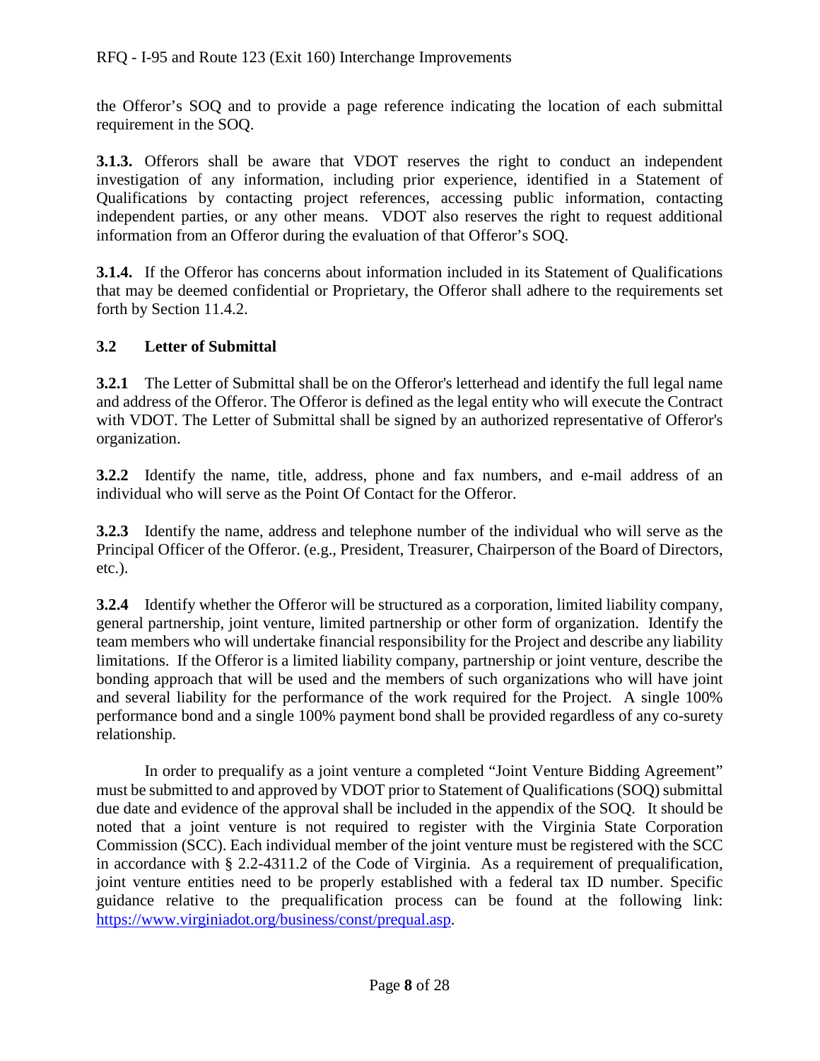the Offeror's SOQ and to provide a page reference indicating the location of each submittal requirement in the SOQ.

**3.1.3.** Offerors shall be aware that VDOT reserves the right to conduct an independent investigation of any information, including prior experience, identified in a Statement of Qualifications by contacting project references, accessing public information, contacting independent parties, or any other means. VDOT also reserves the right to request additional information from an Offeror during the evaluation of that Offeror's SOQ.

**3.1.4.** If the Offeror has concerns about information included in its Statement of Qualifications that may be deemed confidential or Proprietary, the Offeror shall adhere to the requirements set forth by Section 11.4.2.

### 3.2 Letter of Submittal

**3.2.1** The Letter of Submittal shall be on the Offeror's letterhead and identify the full legal name and address of the Offeror. The Offeror is defined as the legal entity who will execute the Contract with VDOT. The Letter of Submittal shall be signed by an authorized representative of Offeror's organization.

**3.2.2** Identify the name, title, address, phone and fax numbers, and e-mail address of an individual who will serve as the Point Of Contact for the Offeror.

**3.2.3** Identify the name, address and telephone number of the individual who will serve as the Principal Officer of the Offeror. (e.g., President, Treasurer, Chairperson of the Board of Directors, etc.).

**3.2.4** Identify whether the Offeror will be structured as a corporation, limited liability company, general partnership, joint venture, limited partnership or other form of organization. Identify the team members who will undertake financial responsibility for the Project and describe any liability limitations. If the Offeror is a limited liability company, partnership or joint venture, describe the bonding approach that will be used and the members of such organizations who will have joint and several liability for the performance of the work required for the Project. A single 100% performance bond and a single 100% payment bond shall be provided regardless of any co-surety relationship.

In order to prequalify as a joint venture a completed "Joint Venture Bidding Agreement" must be submitted to and approved by VDOT prior to Statement of Qualifications (SOQ) submittal due date and evidence of the approval shall be included in the appendix of the SOQ. It should be noted that a joint venture is not required to register with the Virginia State Corporation Commission (SCC). Each individual member of the joint venture must be registered with the SCC in accordance with § 2.2-4311.2 of the Code of Virginia. As a requirement of prequalification, joint venture entities need to be properly established with a federal tax ID number. Specific guidance relative to the prequalification process can be found at the following link: https://www.virginiadot.org/business/const/prequal.asp.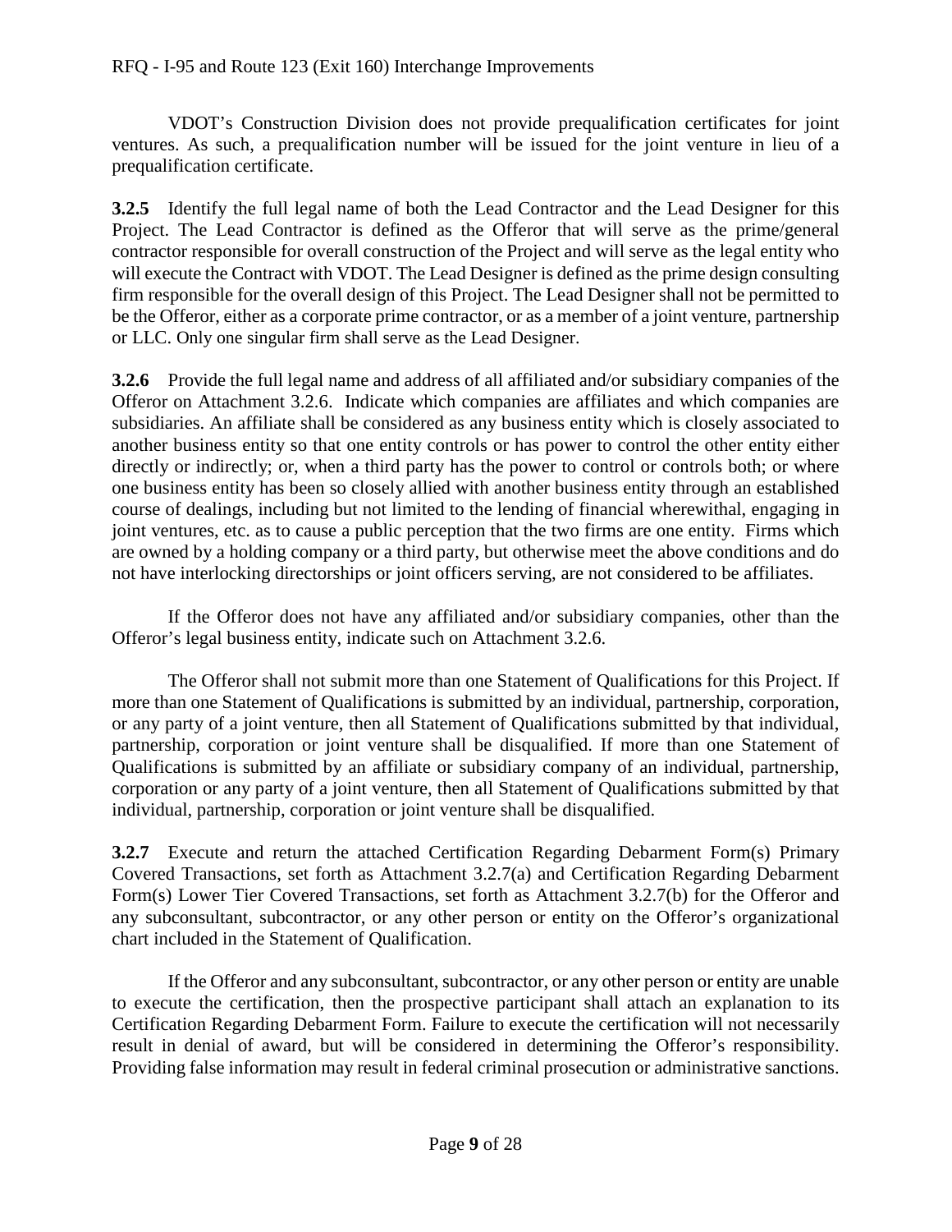VDOT's Construction Division does not provide prequalification certificates for joint ventures. As such, a prequalification number will be issued for the joint venture in lieu of a prequalification certificate.

**3.2.5** Identify the full legal name of both the Lead Contractor and the Lead Designer for this Project. The Lead Contractor is defined as the Offeror that will serve as the prime/general contractor responsible for overall construction of the Project and will serve as the legal entity who will execute the Contract with VDOT. The Lead Designer is defined as the prime design consulting firm responsible for the overall design of this Project. The Lead Designer shall not be permitted to be the Offeror, either as a corporate prime contractor, or as a member of a joint venture, partnership or LLC. Only one singular firm shall serve as the Lead Designer.

**3.2.6** Provide the full legal name and address of all affiliated and/or subsidiary companies of the Offeror on Attachment 3.2.6. Indicate which companies are affiliates and which companies are subsidiaries. An affiliate shall be considered as any business entity which is closely associated to another business entity so that one entity controls or has power to control the other entity either directly or indirectly; or, when a third party has the power to control or controls both; or where one business entity has been so closely allied with another business entity through an established course of dealings, including but not limited to the lending of financial wherewithal, engaging in joint ventures, etc. as to cause a public perception that the two firms are one entity. Firms which are owned by a holding company or a third party, but otherwise meet the above conditions and do not have interlocking directorships or joint officers serving, are not considered to be affiliates.

If the Offeror does not have any affiliated and/or subsidiary companies, other than the Offeror's legal business entity, indicate such on Attachment 3.2.6.

The Offeror shall not submit more than one Statement of Qualifications for this Project. If more than one Statement of Qualifications is submitted by an individual, partnership, corporation, or any party of a joint venture, then all Statement of Qualifications submitted by that individual, partnership, corporation or joint venture shall be disqualified. If more than one Statement of Qualifications is submitted by an affiliate or subsidiary company of an individual, partnership, corporation or any party of a joint venture, then all Statement of Qualifications submitted by that individual, partnership, corporation or joint venture shall be disqualified.

**3.2.7** Execute and return the attached Certification Regarding Debarment Form(s) Primary Covered Transactions, set forth as Attachment 3.2.7(a) and Certification Regarding Debarment Form(s) Lower Tier Covered Transactions, set forth as Attachment 3.2.7(b) for the Offeror and any subconsultant, subcontractor, or any other person or entity on the Offeror's organizational chart included in the Statement of Qualification.

If the Offeror and any subconsultant, subcontractor, or any other person or entity are unable to execute the certification, then the prospective participant shall attach an explanation to its Certification Regarding Debarment Form. Failure to execute the certification will not necessarily result in denial of award, but will be considered in determining the Offeror's responsibility. Providing false information may result in federal criminal prosecution or administrative sanctions.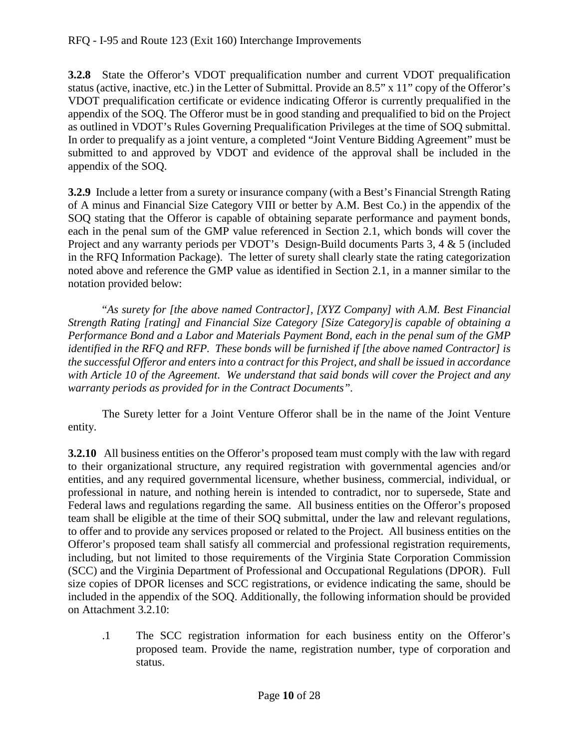**3.2.8** State the Offeror's VDOT prequalification number and current VDOT prequalification status (active, inactive, etc.) in the Letter of Submittal. Provide an 8.5" x 11" copy of the Offeror's VDOT prequalification certificate or evidence indicating Offeror is currently prequalified in the appendix of the SOQ. The Offeror must be in good standing and prequalified to bid on the Project as outlined in VDOT's Rules Governing Prequalification Privileges at the time of SOQ submittal. In order to prequalify as a joint venture, a completed "Joint Venture Bidding Agreement" must be submitted to and approved by VDOT and evidence of the approval shall be included in the appendix of the SOQ.

**3.2.9** Include a letter from a surety or insurance company (with a Best's Financial Strength Rating of A minus and Financial Size Category VIII or better by A.M. Best Co.) in the appendix of the SOQ stating that the Offeror is capable of obtaining separate performance and payment bonds, each in the penal sum of the GMP value referenced in Section 2.1, which bonds will cover the Project and any warranty periods per VDOT's Design-Build documents Parts 3, 4 & 5 (included in the RFQ Information Package). The letter of surety shall clearly state the rating categorization noted above and reference the GMP value as identified in Section 2.1, in a manner similar to the notation provided below:

"*As surety for [the above named Contractor], [XYZ Company] with A.M. Best Financial Strength Rating [rating] and Financial Size Category [Size Category]is capable of obtaining a Performance Bond and a Labor and Materials Payment Bond, each in the penal sum of the GMP identified in the RFQ and RFP. These bonds will be furnished if [the above named Contractor] is the successful Offeror and enters into a contract for this Project, and shall be issued in accordance with Article 10 of the Agreement. We understand that said bonds will cover the Project and any warranty periods as provided for in the Contract Documents"*.

The Surety letter for a Joint Venture Offeror shall be in the name of the Joint Venture entity.

**3.2.10** All business entities on the Offeror's proposed team must comply with the law with regard to their organizational structure, any required registration with governmental agencies and/or entities, and any required governmental licensure, whether business, commercial, individual, or professional in nature, and nothing herein is intended to contradict, nor to supersede, State and Federal laws and regulations regarding the same. All business entities on the Offeror's proposed team shall be eligible at the time of their SOQ submittal, under the law and relevant regulations, to offer and to provide any services proposed or related to the Project. All business entities on the Offeror's proposed team shall satisfy all commercial and professional registration requirements, including, but not limited to those requirements of the Virginia State Corporation Commission (SCC) and the Virginia Department of Professional and Occupational Regulations (DPOR). Full size copies of DPOR licenses and SCC registrations, or evidence indicating the same, should be included in the appendix of the SOQ. Additionally, the following information should be provided on Attachment 3.2.10:

.1 The SCC registration information for each business entity on the Offeror's proposed team. Provide the name, registration number, type of corporation and status.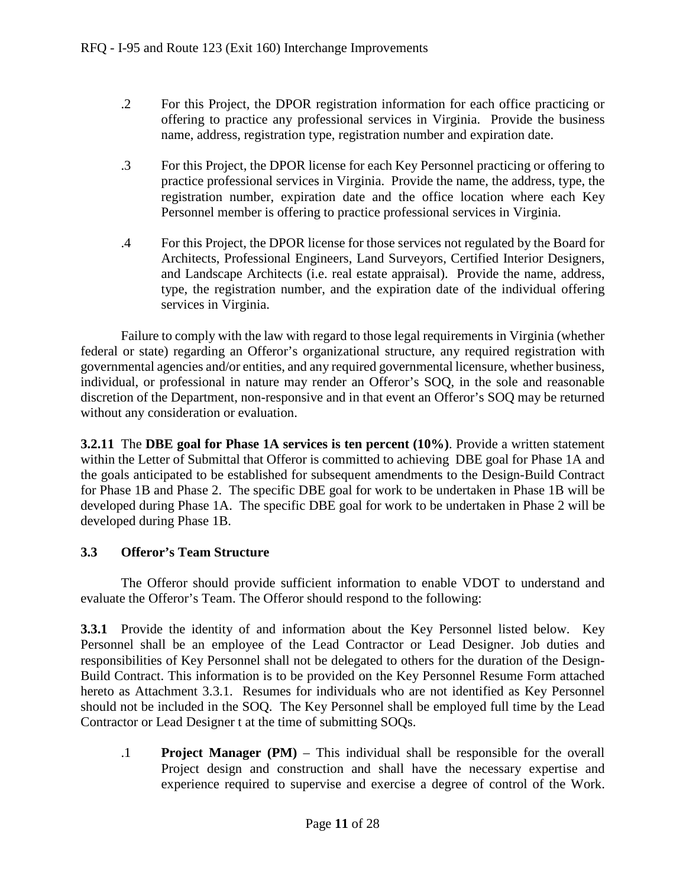.2 For this Project, the DPOR registration information for each office practicing or offering to practice any professional services in Virginia. Provide the business name, address, registration type, registration number and expiration date.

.3 For this Project, the DPOR license for each Key Personnel practicing or offering to practice professional services in Virginia. Provide the name, the address, type, the registration number, expiration date and the office location where each Key Personnel member is offering to practice professional services in Virginia.

.4 For this Project, the DPOR license for those services not regulated by the Board for Architects, Professional Engineers, Land Surveyors, Certified Interior Designers, and Landscape Architects (i.e. real estate appraisal). Provide the name, address, type, the registration number, and the expiration date of the individual offering services in Virginia.

Failure to comply with the law with regard to those legal requirements in Virginia (whether federal or state) regarding an Offeror's organizational structure, any required registration with governmental agencies and/or entities, and any required governmental licensure, whether business, individual, or professional in nature may render an Offeror's SOQ, in the sole and reasonable discretion of the Department, non-responsive and in that event an Offeror's SOQ may be returned without any consideration or evaluation.

**3.2.11** The **DBE goal for Phase 1A services is ten percent (10%)**. Provide a written statement within the Letter of Submittal that Offeror is committed to achieving DBE goal for Phase 1A and the goals anticipated to be established for subsequent amendments to the Design-Build Contract for Phase 1B and Phase 2. The specific DBE goal for work to be undertaken in Phase 1B will be developed during Phase 1A. The specific DBE goal for work to be undertaken in Phase 2 will be developed during Phase 1B.

## 3.3 Offeror's Team Structure

The Offeror should provide sufficient information to enable VDOT to understand and evaluate the Offeror's Team. The Offeror should respond to the following:

**3.3.1** Provide the identity of and information about the Key Personnel listed below. Key Personnel shall be an employee of the Lead Contractor or Lead Designer. Job duties and responsibilities of Key Personnel shall not be delegated to others for the duration of the Design-Build Contract. This information is to be provided on the Key Personnel Resume Form attached hereto as Attachment 3.3.1. Resumes for individuals who are not identified as Key Personnel should not be included in the SOQ. The Key Personnel shall be employed full time by the Lead Contractor or Lead Designer t at the time of submitting SOQs.

.1 **Project Manager (PM)** – This individual shall be responsible for the overall Project design and construction and shall have the necessary expertise and experience required to supervise and exercise a degree of control of the Work.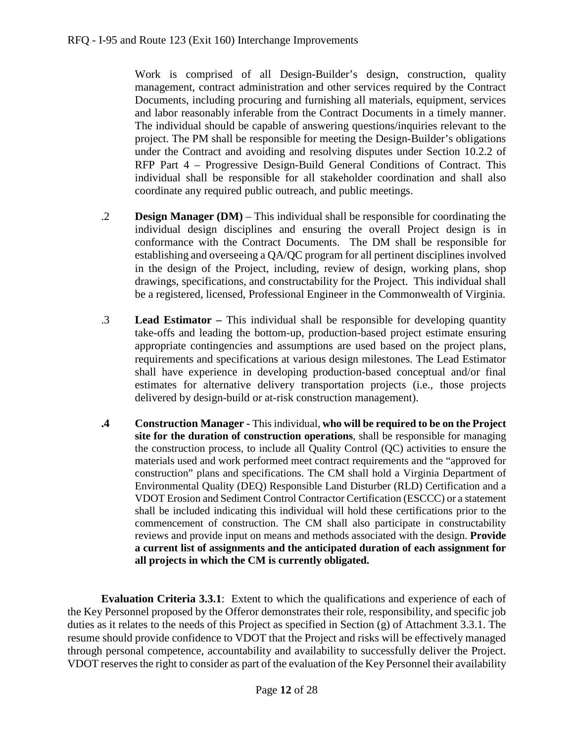Work is comprised of all Design-Builder's design, construction, quality management, contract administration and other services required by the Contract Documents, including procuring and furnishing all materials, equipment, services and labor reasonably inferable from the Contract Documents in a timely manner. The individual should be capable of answering questions/inquiries relevant to the project. The PM shall be responsible for meeting the Design-Builder's obligations under the Contract and avoiding and resolving disputes under Section 10.2.2 of RFP Part 4 – Progressive Design-Build General Conditions of Contract. This individual shall be responsible for all stakeholder coordination and shall also coordinate any required public outreach, and public meetings.

.2 **Design Manager (DM)** – This individual shall be responsible for coordinating the individual design disciplines and ensuring the overall Project design is in conformance with the Contract Documents. The DM shall be responsible for establishing and overseeing a QA/QC program for all pertinent disciplines involved in the design of the Project, including, review of design, working plans, shop drawings, specifications, and constructability for the Project. This individual shall be a registered, licensed, Professional Engineer in the Commonwealth of Virginia.

.3 **Lead Estimator –** This individual shall be responsible for developing quantity take-offs and leading the bottom-up, production-based project estimate ensuring appropriate contingencies and assumptions are used based on the project plans, requirements and specifications at various design milestones. The Lead Estimator shall have experience in developing production-based conceptual and/or final estimates for alternative delivery transportation projects (i.e., those projects delivered by design-build or at-risk construction management).

**.4 Construction Manager -** This individual, **who will be required to be on the Project site for the duration of construction operations**, shall be responsible for managing the construction process, to include all Quality Control (QC) activities to ensure the materials used and work performed meet contract requirements and the "approved for construction" plans and specifications. The CM shall hold a Virginia Department of Environmental Quality (DEQ) Responsible Land Disturber (RLD) Certification and a VDOT Erosion and Sediment Control Contractor Certification (ESCCC) or a statement shall be included indicating this individual will hold these certifications prior to the commencement of construction. The CM shall also participate in constructability reviews and provide input on means and methods associated with the design. **Provide a current list of assignments and the anticipated duration of each assignment for all projects in which the CM is currently obligated.**

**Evaluation Criteria 3.3.1**: Extent to which the qualifications and experience of each of the Key Personnel proposed by the Offeror demonstrates their role, responsibility, and specific job duties as it relates to the needs of this Project as specified in Section (g) of Attachment 3.3.1. The resume should provide confidence to VDOT that the Project and risks will be effectively managed through personal competence, accountability and availability to successfully deliver the Project. VDOT reserves the right to consider as part of the evaluation of the Key Personnel their availability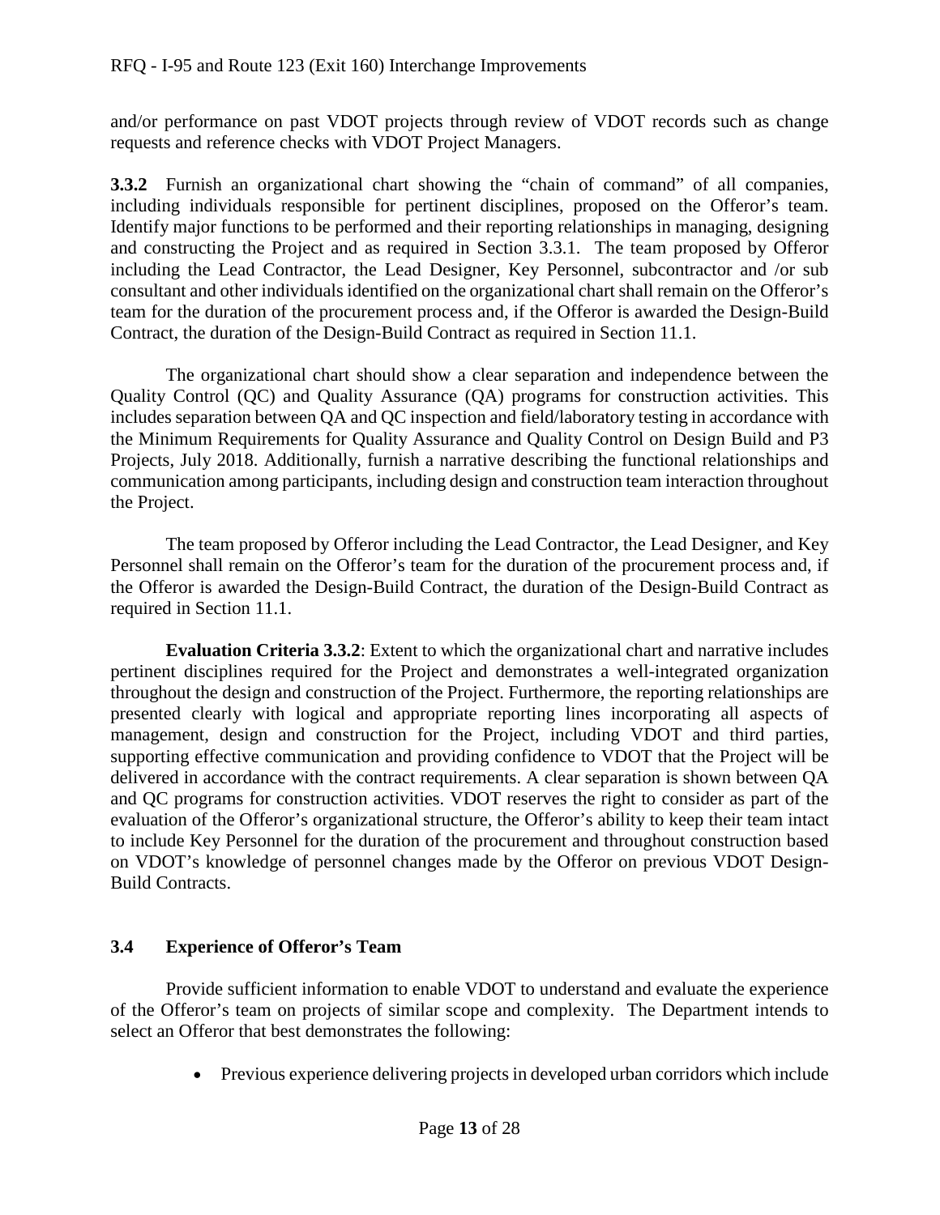and/or performance on past VDOT projects through review of VDOT records such as change requests and reference checks with VDOT Project Managers.

**3.3.2** Furnish an organizational chart showing the "chain of command" of all companies, including individuals responsible for pertinent disciplines, proposed on the Offeror's team. Identify major functions to be performed and their reporting relationships in managing, designing and constructing the Project and as required in Section 3.3.1. The team proposed by Offeror including the Lead Contractor, the Lead Designer, Key Personnel, subcontractor and /or sub consultant and other individuals identified on the organizational chart shall remain on the Offeror's team for the duration of the procurement process and, if the Offeror is awarded the Design-Build Contract, the duration of the Design-Build Contract as required in Section 11.1.

The organizational chart should show a clear separation and independence between the Quality Control (QC) and Quality Assurance (QA) programs for construction activities. This includes separation between QA and QC inspection and field/laboratory testing in accordance with the Minimum Requirements for Quality Assurance and Quality Control on Design Build and P3 Projects, July 2018. Additionally, furnish a narrative describing the functional relationships and communication among participants, including design and construction team interaction throughout the Project.

The team proposed by Offeror including the Lead Contractor, the Lead Designer, and Key Personnel shall remain on the Offeror's team for the duration of the procurement process and, if the Offeror is awarded the Design-Build Contract, the duration of the Design-Build Contract as required in Section 11.1.

**Evaluation Criteria 3.3.2**: Extent to which the organizational chart and narrative includes pertinent disciplines required for the Project and demonstrates a well-integrated organization throughout the design and construction of the Project. Furthermore, the reporting relationships are presented clearly with logical and appropriate reporting lines incorporating all aspects of management, design and construction for the Project, including VDOT and third parties, supporting effective communication and providing confidence to VDOT that the Project will be delivered in accordance with the contract requirements. A clear separation is shown between QA and QC programs for construction activities. VDOT reserves the right to consider as part of the evaluation of the Offeror's organizational structure, the Offeror's ability to keep their team intact to include Key Personnel for the duration of the procurement and throughout construction based on VDOT's knowledge of personnel changes made by the Offeror on previous VDOT Design-Build Contracts.

## 3.4 Experience of Offeror's Team

Provide sufficient information to enable VDOT to understand and evaluate the experience of the Offeror's team on projects of similar scope and complexity. The Department intends to select an Offeror that best demonstrates the following:

- Previous experience delivering projects in developed urban corridors which include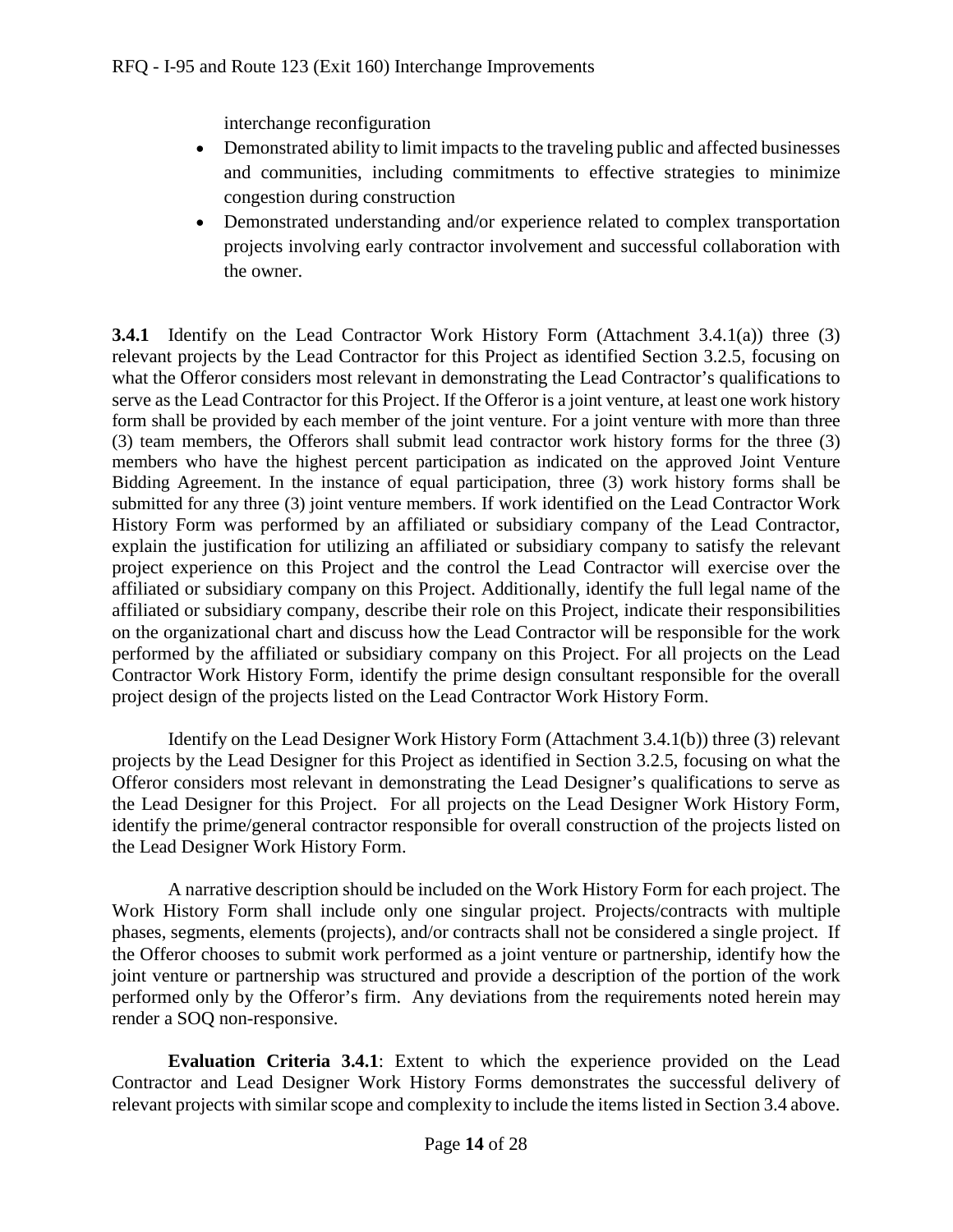interchange reconfiguration

- Demonstrated ability to limit impacts to the traveling public and affected businesses and communities, including commitments to effective strategies to minimize congestion during construction
- Demonstrated understanding and/or experience related to complex transportation projects involving early contractor involvement and successful collaboration with the owner.

**3.4.1** Identify on the Lead Contractor Work History Form (Attachment 3.4.1(a)) three (3) relevant projects by the Lead Contractor for this Project as identified Section 3.2.5, focusing on what the Offeror considers most relevant in demonstrating the Lead Contractor's qualifications to serve as the Lead Contractor for this Project. If the Offeror is a joint venture, at least one work history form shall be provided by each member of the joint venture. For a joint venture with more than three (3) team members, the Offerors shall submit lead contractor work history forms for the three (3) members who have the highest percent participation as indicated on the approved Joint Venture Bidding Agreement. In the instance of equal participation, three (3) work history forms shall be submitted for any three (3) joint venture members. If work identified on the Lead Contractor Work History Form was performed by an affiliated or subsidiary company of the Lead Contractor, explain the justification for utilizing an affiliated or subsidiary company to satisfy the relevant project experience on this Project and the control the Lead Contractor will exercise over the affiliated or subsidiary company on this Project. Additionally, identify the full legal name of the affiliated or subsidiary company, describe their role on this Project, indicate their responsibilities on the organizational chart and discuss how the Lead Contractor will be responsible for the work performed by the affiliated or subsidiary company on this Project. For all projects on the Lead Contractor Work History Form, identify the prime design consultant responsible for the overall project design of the projects listed on the Lead Contractor Work History Form.

Identify on the Lead Designer Work History Form (Attachment 3.4.1(b)) three (3) relevant projects by the Lead Designer for this Project as identified in Section 3.2.5, focusing on what the Offeror considers most relevant in demonstrating the Lead Designer's qualifications to serve as the Lead Designer for this Project. For all projects on the Lead Designer Work History Form, identify the prime/general contractor responsible for overall construction of the projects listed on the Lead Designer Work History Form.

A narrative description should be included on the Work History Form for each project. The Work History Form shall include only one singular project. Projects/contracts with multiple phases, segments, elements (projects), and/or contracts shall not be considered a single project. If the Offeror chooses to submit work performed as a joint venture or partnership, identify how the joint venture or partnership was structured and provide a description of the portion of the work performed only by the Offeror's firm. Any deviations from the requirements noted herein may render a SOQ non-responsive.

**Evaluation Criteria 3.4.1**: Extent to which the experience provided on the Lead Contractor and Lead Designer Work History Forms demonstrates the successful delivery of relevant projects with similar scope and complexity to include the items listed in Section 3.4 above.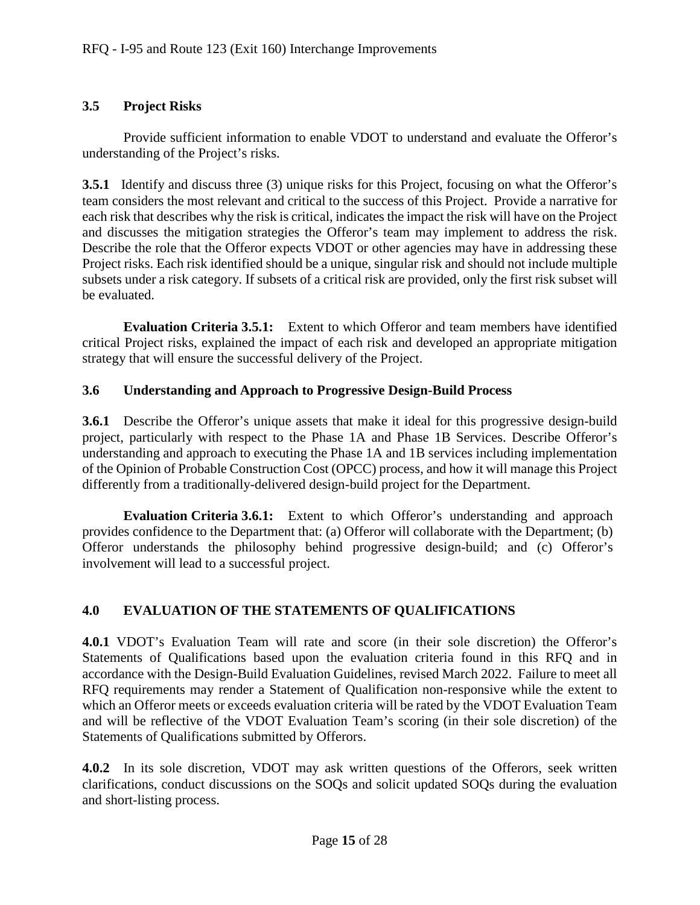## 3.5 Project Risks

Provide sufficient information to enable VDOT to understand and evaluate the Offeror's understanding of the Project's risks.

**3.5.1** Identify and discuss three (3) unique risks for this Project, focusing on what the Offeror's team considers the most relevant and critical to the success of this Project. Provide a narrative for each risk that describes why the risk is critical, indicates the impact the risk will have on the Project and discusses the mitigation strategies the Offeror's team may implement to address the risk. Describe the role that the Offeror expects VDOT or other agencies may have in addressing these Project risks. Each risk identified should be a unique, singular risk and should not include multiple subsets under a risk category. If subsets of a critical risk are provided, only the first risk subset will be evaluated.

**Evaluation Criteria 3.5.1:** Extent to which Offeror and team members have identified critical Project risks, explained the impact of each risk and developed an appropriate mitigation strategy that will ensure the successful delivery of the Project.

## 3.6 Understanding and Approach to Progressive Design-Build Process

**3.6.1** Describe the Offeror's unique assets that make it ideal for this progressive design-build project, particularly with respect to the Phase 1A and Phase 1B Services. Describe Offeror's understanding and approach to executing the Phase 1A and 1B services including implementation of the Opinion of Probable Construction Cost (OPCC) process, and how it will manage this Project differently from a traditionally-delivered design-build project for the Department.

**Evaluation Criteria 3.6.1:** Extent to which Offeror's understanding and approach provides confidence to the Department that: (a) Offeror will collaborate with the Department; (b) Offeror understands the philosophy behind progressive design-build; and (c) Offeror's involvement will lead to a successful project.

# 4.0 EVALUATION OF THE STATEMENTS OF QUALIFICATIONS

**4.0.1** VDOT's Evaluation Team will rate and score (in their sole discretion) the Offeror's Statements of Qualifications based upon the evaluation criteria found in this RFQ and in accordance with the Design-Build Evaluation Guidelines, revised March 2022. Failure to meet all RFQ requirements may render a Statement of Qualification non-responsive while the extent to which an Offeror meets or exceeds evaluation criteria will be rated by the VDOT Evaluation Team and will be reflective of the VDOT Evaluation Team's scoring (in their sole discretion) of the Statements of Qualifications submitted by Offerors.

**4.0.2** In its sole discretion, VDOT may ask written questions of the Offerors, seek written clarifications, conduct discussions on the SOQs and solicit updated SOQs during the evaluation and short-listing process.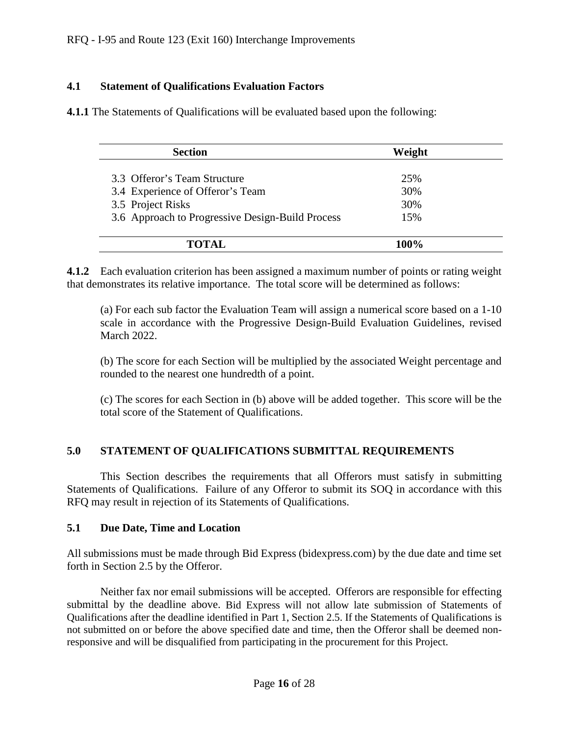### 4.1 Statement of Qualifications Evaluation Factors

**4.1.1** The Statements of Qualifications will be evaluated based upon the following:

| Section | Weight |
| --- | --- |
| 3.3 Offeror's Team Structure | 25% |
| 3.4 Experience of Offeror's Team | 30% |
| 3.5 Project Risks | 30% |
| 3.6 Approach to Progressive Design-Build Process | 15% |
| **TOTAL** | **100%** |

**4.1.2** Each evaluation criterion has been assigned a maximum number of points or rating weight that demonstrates its relative importance. The total score will be determined as follows:

(a) For each sub factor the Evaluation Team will assign a numerical score based on a 1-10 scale in accordance with the Progressive Design-Build Evaluation Guidelines, revised March 2022.

(b) The score for each Section will be multiplied by the associated Weight percentage and rounded to the nearest one hundredth of a point.

(c) The scores for each Section in (b) above will be added together. This score will be the total score of the Statement of Qualifications.

## 5.0 STATEMENT OF QUALIFICATIONS SUBMITTAL REQUIREMENTS

This Section describes the requirements that all Offerors must satisfy in submitting Statements of Qualifications. Failure of any Offeror to submit its SOQ in accordance with this RFQ may result in rejection of its Statements of Qualifications.

### 5.1 Due Date, Time and Location

All submissions must be made through Bid Express (bidexpress.com) by the due date and time set forth in Section 2.5 by the Offeror.

Neither fax nor email submissions will be accepted. Offerors are responsible for effecting submittal by the deadline above. Bid Express will not allow late submission of Statements of Qualifications after the deadline identified in Part 1, Section 2.5. If the Statements of Qualifications is not submitted on or before the above specified date and time, then the Offeror shall be deemed non-responsive and will be disqualified from participating in the procurement for this Project.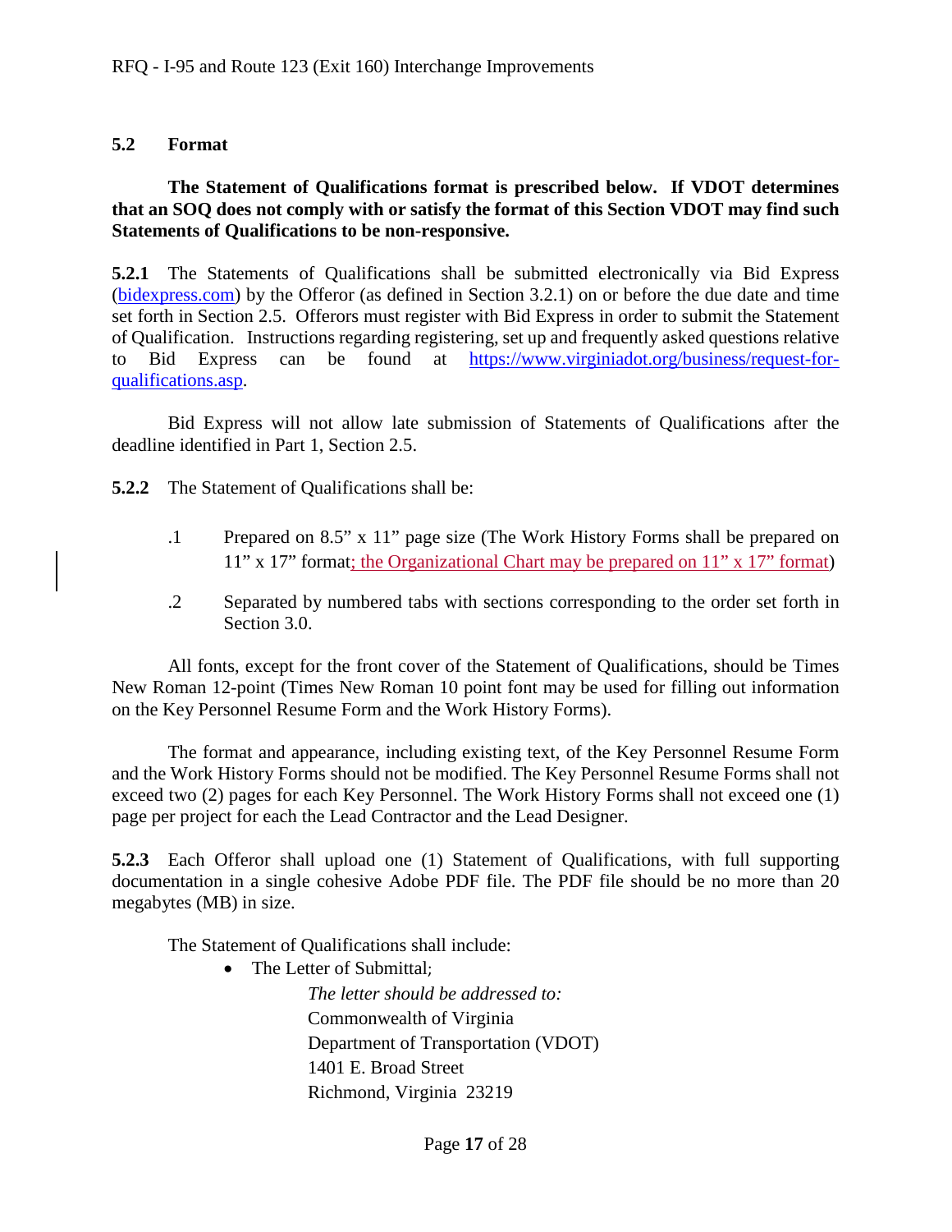## 5.2 Format

**The Statement of Qualifications format is prescribed below. If VDOT determines that an SOQ does not comply with or satisfy the format of this Section VDOT may find such Statements of Qualifications to be non-responsive.**

**5.2.1** The Statements of Qualifications shall be submitted electronically via Bid Express (bidexpress.com) by the Offeror (as defined in Section 3.2.1) on or before the due date and time set forth in Section 2.5. Offerors must register with Bid Express in order to submit the Statement of Qualification. Instructions regarding registering, set up and frequently asked questions relative to Bid Express can be found at https://www.virginiadot.org/business/request-for-qualifications.asp.

Bid Express will not allow late submission of Statements of Qualifications after the deadline identified in Part 1, Section 2.5.

**5.2.2** The Statement of Qualifications shall be:

.1 Prepared on 8.5" x 11" page size (The Work History Forms shall be prepared on 11" x 17" format; the Organizational Chart may be prepared on 11" x 17" format)

.2 Separated by numbered tabs with sections corresponding to the order set forth in Section 3.0.

All fonts, except for the front cover of the Statement of Qualifications, should be Times New Roman 12-point (Times New Roman 10 point font may be used for filling out information on the Key Personnel Resume Form and the Work History Forms).

The format and appearance, including existing text, of the Key Personnel Resume Form and the Work History Forms should not be modified. The Key Personnel Resume Forms shall not exceed two (2) pages for each Key Personnel. The Work History Forms shall not exceed one (1) page per project for each the Lead Contractor and the Lead Designer.

**5.2.3** Each Offeror shall upload one (1) Statement of Qualifications, with full supporting documentation in a single cohesive Adobe PDF file. The PDF file should be no more than 20 megabytes (MB) in size.

The Statement of Qualifications shall include:

- The Letter of Submittal;

  *The letter should be addressed to:*
  Commonwealth of Virginia
  Department of Transportation (VDOT)
  1401 E. Broad Street
  Richmond, Virginia 23219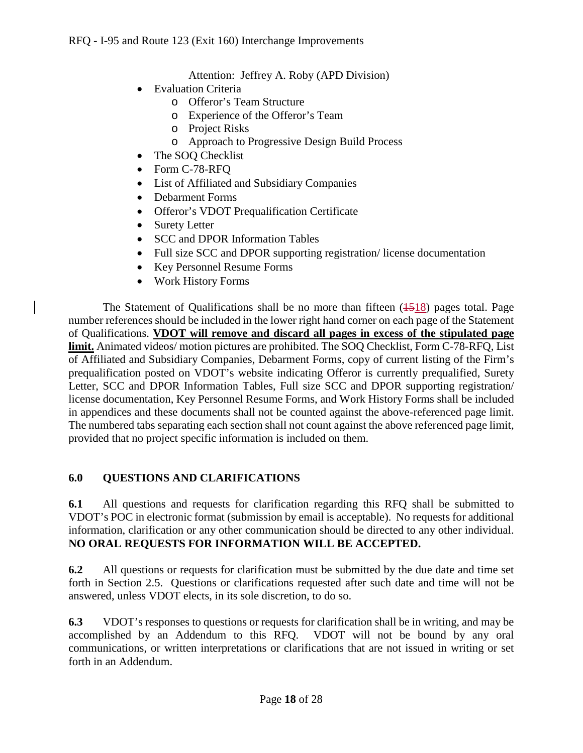Attention: Jeffrey A. Roby (APD Division)

- Evaluation Criteria
  - Offeror's Team Structure
  - Experience of the Offeror's Team
  - Project Risks
  - Approach to Progressive Design Build Process
- The SOQ Checklist
- Form C-78-RFQ
- List of Affiliated and Subsidiary Companies
- Debarment Forms
- Offeror's VDOT Prequalification Certificate
- Surety Letter
- SCC and DPOR Information Tables
- Full size SCC and DPOR supporting registration/ license documentation
- Key Personnel Resume Forms
- Work History Forms

The Statement of Qualifications shall be no more than fifteen (~~15~~18) pages total. Page number references should be included in the lower right hand corner on each page of the Statement of Qualifications. **VDOT will remove and discard all pages in excess of the stipulated page limit.** Animated videos/ motion pictures are prohibited. The SOQ Checklist, Form C-78-RFQ, List of Affiliated and Subsidiary Companies, Debarment Forms, copy of current listing of the Firm's prequalification posted on VDOT's website indicating Offeror is currently prequalified, Surety Letter, SCC and DPOR Information Tables, Full size SCC and DPOR supporting registration/ license documentation, Key Personnel Resume Forms, and Work History Forms shall be included in appendices and these documents shall not be counted against the above-referenced page limit. The numbered tabs separating each section shall not count against the above referenced page limit, provided that no project specific information is included on them.

## 6.0 QUESTIONS AND CLARIFICATIONS

**6.1** All questions and requests for clarification regarding this RFQ shall be submitted to VDOT's POC in electronic format (submission by email is acceptable). No requests for additional information, clarification or any other communication should be directed to any other individual. **NO ORAL REQUESTS FOR INFORMATION WILL BE ACCEPTED.**

**6.2** All questions or requests for clarification must be submitted by the due date and time set forth in Section 2.5. Questions or clarifications requested after such date and time will not be answered, unless VDOT elects, in its sole discretion, to do so.

**6.3** VDOT's responses to questions or requests for clarification shall be in writing, and may be accomplished by an Addendum to this RFQ. VDOT will not be bound by any oral communications, or written interpretations or clarifications that are not issued in writing or set forth in an Addendum.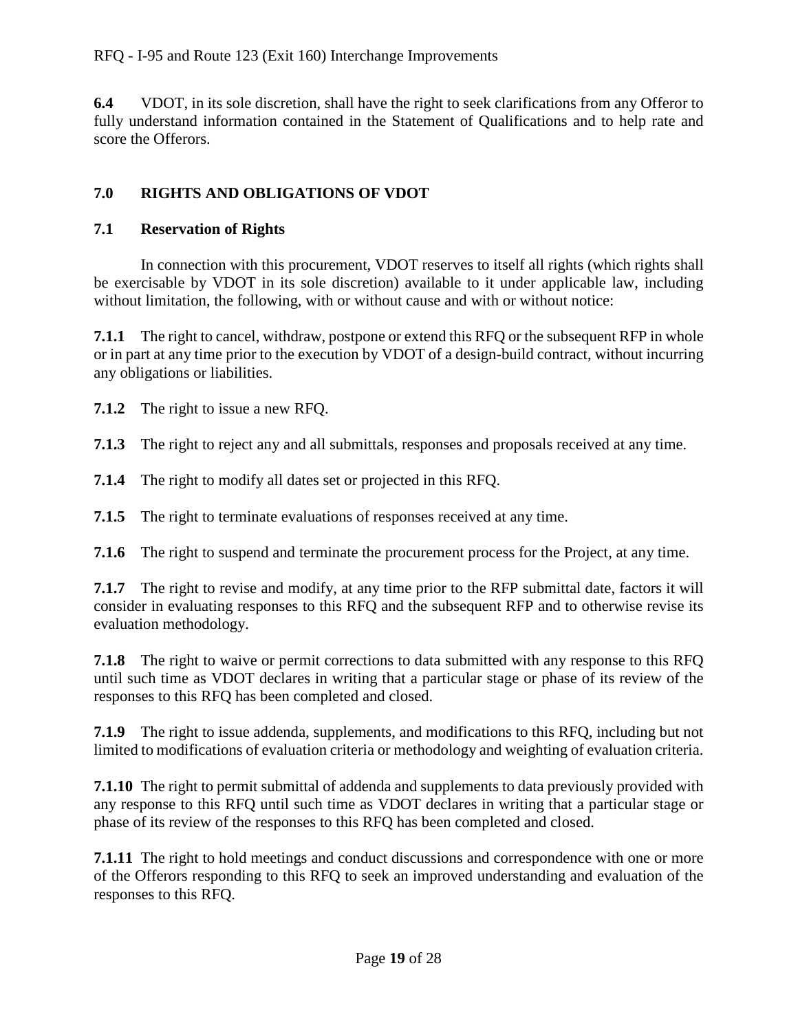**6.4** VDOT, in its sole discretion, shall have the right to seek clarifications from any Offeror to fully understand information contained in the Statement of Qualifications and to help rate and score the Offerors.

## 7.0 RIGHTS AND OBLIGATIONS OF VDOT

### 7.1 Reservation of Rights

In connection with this procurement, VDOT reserves to itself all rights (which rights shall be exercisable by VDOT in its sole discretion) available to it under applicable law, including without limitation, the following, with or without cause and with or without notice:

**7.1.1** The right to cancel, withdraw, postpone or extend this RFQ or the subsequent RFP in whole or in part at any time prior to the execution by VDOT of a design-build contract, without incurring any obligations or liabilities.

**7.1.2** The right to issue a new RFQ.

**7.1.3** The right to reject any and all submittals, responses and proposals received at any time.

**7.1.4** The right to modify all dates set or projected in this RFQ.

**7.1.5** The right to terminate evaluations of responses received at any time.

**7.1.6** The right to suspend and terminate the procurement process for the Project, at any time.

**7.1.7** The right to revise and modify, at any time prior to the RFP submittal date, factors it will consider in evaluating responses to this RFQ and the subsequent RFP and to otherwise revise its evaluation methodology.

**7.1.8** The right to waive or permit corrections to data submitted with any response to this RFQ until such time as VDOT declares in writing that a particular stage or phase of its review of the responses to this RFQ has been completed and closed.

**7.1.9** The right to issue addenda, supplements, and modifications to this RFQ, including but not limited to modifications of evaluation criteria or methodology and weighting of evaluation criteria.

**7.1.10** The right to permit submittal of addenda and supplements to data previously provided with any response to this RFQ until such time as VDOT declares in writing that a particular stage or phase of its review of the responses to this RFQ has been completed and closed.

**7.1.11** The right to hold meetings and conduct discussions and correspondence with one or more of the Offerors responding to this RFQ to seek an improved understanding and evaluation of the responses to this RFQ.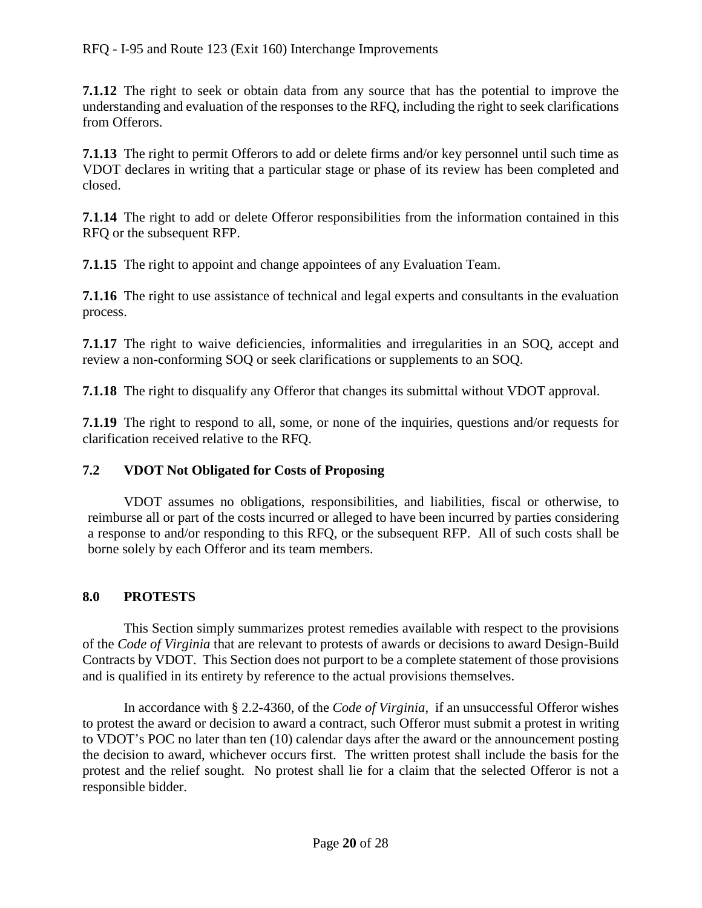**7.1.12** The right to seek or obtain data from any source that has the potential to improve the understanding and evaluation of the responses to the RFQ, including the right to seek clarifications from Offerors.

**7.1.13** The right to permit Offerors to add or delete firms and/or key personnel until such time as VDOT declares in writing that a particular stage or phase of its review has been completed and closed.

**7.1.14** The right to add or delete Offeror responsibilities from the information contained in this RFQ or the subsequent RFP.

**7.1.15** The right to appoint and change appointees of any Evaluation Team.

**7.1.16** The right to use assistance of technical and legal experts and consultants in the evaluation process.

**7.1.17** The right to waive deficiencies, informalities and irregularities in an SOQ, accept and review a non-conforming SOQ or seek clarifications or supplements to an SOQ.

**7.1.18** The right to disqualify any Offeror that changes its submittal without VDOT approval.

**7.1.19** The right to respond to all, some, or none of the inquiries, questions and/or requests for clarification received relative to the RFQ.

### 7.2 VDOT Not Obligated for Costs of Proposing

VDOT assumes no obligations, responsibilities, and liabilities, fiscal or otherwise, to reimburse all or part of the costs incurred or alleged to have been incurred by parties considering a response to and/or responding to this RFQ, or the subsequent RFP. All of such costs shall be borne solely by each Offeror and its team members.

## 8.0 PROTESTS

This Section simply summarizes protest remedies available with respect to the provisions of the *Code of Virginia* that are relevant to protests of awards or decisions to award Design-Build Contracts by VDOT. This Section does not purport to be a complete statement of those provisions and is qualified in its entirety by reference to the actual provisions themselves.

In accordance with § 2.2-4360, of the *Code of Virginia*, if an unsuccessful Offeror wishes to protest the award or decision to award a contract, such Offeror must submit a protest in writing to VDOT's POC no later than ten (10) calendar days after the award or the announcement posting the decision to award, whichever occurs first. The written protest shall include the basis for the protest and the relief sought. No protest shall lie for a claim that the selected Offeror is not a responsible bidder.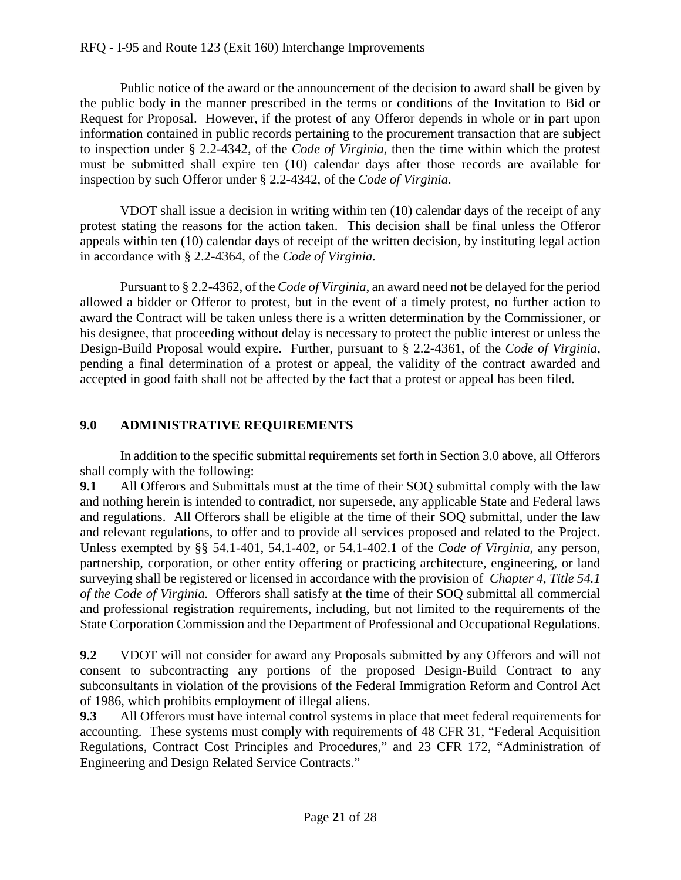Public notice of the award or the announcement of the decision to award shall be given by the public body in the manner prescribed in the terms or conditions of the Invitation to Bid or Request for Proposal. However, if the protest of any Offeror depends in whole or in part upon information contained in public records pertaining to the procurement transaction that are subject to inspection under § 2.2-4342, of the *Code of Virginia*, then the time within which the protest must be submitted shall expire ten (10) calendar days after those records are available for inspection by such Offeror under § 2.2-4342, of the *Code of Virginia*.

VDOT shall issue a decision in writing within ten (10) calendar days of the receipt of any protest stating the reasons for the action taken. This decision shall be final unless the Offeror appeals within ten (10) calendar days of receipt of the written decision, by instituting legal action in accordance with § 2.2-4364, of the *Code of Virginia.*

Pursuant to § 2.2-4362, of the *Code of Virginia*, an award need not be delayed for the period allowed a bidder or Offeror to protest, but in the event of a timely protest, no further action to award the Contract will be taken unless there is a written determination by the Commissioner, or his designee, that proceeding without delay is necessary to protect the public interest or unless the Design-Build Proposal would expire. Further, pursuant to § 2.2-4361, of the *Code of Virginia*, pending a final determination of a protest or appeal, the validity of the contract awarded and accepted in good faith shall not be affected by the fact that a protest or appeal has been filed.

## 9.0 ADMINISTRATIVE REQUIREMENTS

In addition to the specific submittal requirements set forth in Section 3.0 above, all Offerors shall comply with the following:

**9.1** All Offerors and Submittals must at the time of their SOQ submittal comply with the law and nothing herein is intended to contradict, nor supersede, any applicable State and Federal laws and regulations. All Offerors shall be eligible at the time of their SOQ submittal, under the law and relevant regulations, to offer and to provide all services proposed and related to the Project. Unless exempted by §§ 54.1-401, 54.1-402, or 54.1-402.1 of the *Code of Virginia*, any person, partnership, corporation, or other entity offering or practicing architecture, engineering, or land surveying shall be registered or licensed in accordance with the provision of *Chapter 4, Title 54.1 of the Code of Virginia.* Offerors shall satisfy at the time of their SOQ submittal all commercial and professional registration requirements, including, but not limited to the requirements of the State Corporation Commission and the Department of Professional and Occupational Regulations.

**9.2** VDOT will not consider for award any Proposals submitted by any Offerors and will not consent to subcontracting any portions of the proposed Design-Build Contract to any subconsultants in violation of the provisions of the Federal Immigration Reform and Control Act of 1986, which prohibits employment of illegal aliens.

**9.3** All Offerors must have internal control systems in place that meet federal requirements for accounting. These systems must comply with requirements of 48 CFR 31, "Federal Acquisition Regulations, Contract Cost Principles and Procedures," and 23 CFR 172, "Administration of Engineering and Design Related Service Contracts."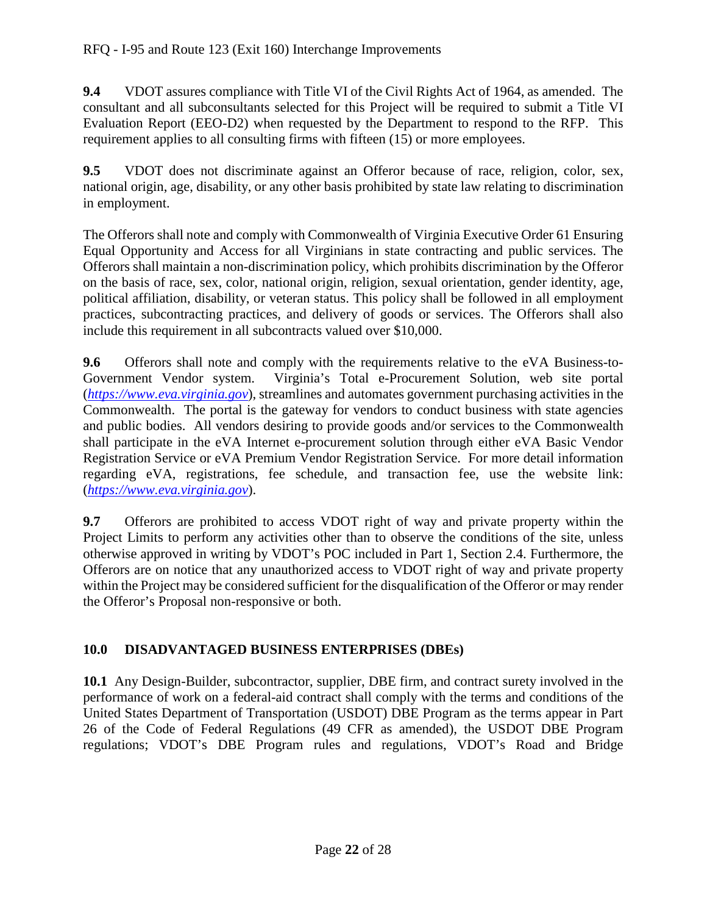**9.4** VDOT assures compliance with Title VI of the Civil Rights Act of 1964, as amended. The consultant and all subconsultants selected for this Project will be required to submit a Title VI Evaluation Report (EEO-D2) when requested by the Department to respond to the RFP. This requirement applies to all consulting firms with fifteen (15) or more employees.

**9.5** VDOT does not discriminate against an Offeror because of race, religion, color, sex, national origin, age, disability, or any other basis prohibited by state law relating to discrimination in employment.

The Offerors shall note and comply with Commonwealth of Virginia Executive Order 61 Ensuring Equal Opportunity and Access for all Virginians in state contracting and public services. The Offerors shall maintain a non-discrimination policy, which prohibits discrimination by the Offeror on the basis of race, sex, color, national origin, religion, sexual orientation, gender identity, age, political affiliation, disability, or veteran status. This policy shall be followed in all employment practices, subcontracting practices, and delivery of goods or services. The Offerors shall also include this requirement in all subcontracts valued over $10,000.

**9.6** Offerors shall note and comply with the requirements relative to the eVA Business-to-Government Vendor system. Virginia's Total e-Procurement Solution, web site portal (*[https://www.eva.virginia.gov](https://www.eva.virginia.gov)*), streamlines and automates government purchasing activities in the Commonwealth. The portal is the gateway for vendors to conduct business with state agencies and public bodies. All vendors desiring to provide goods and/or services to the Commonwealth shall participate in the eVA Internet e-procurement solution through either eVA Basic Vendor Registration Service or eVA Premium Vendor Registration Service. For more detail information regarding eVA, registrations, fee schedule, and transaction fee, use the website link: (*[https://www.eva.virginia.gov](https://www.eva.virginia.gov)*).

**9.7** Offerors are prohibited to access VDOT right of way and private property within the Project Limits to perform any activities other than to observe the conditions of the site, unless otherwise approved in writing by VDOT's POC included in Part 1, Section 2.4. Furthermore, the Offerors are on notice that any unauthorized access to VDOT right of way and private property within the Project may be considered sufficient for the disqualification of the Offeror or may render the Offeror's Proposal non-responsive or both.

## 10.0 DISADVANTAGED BUSINESS ENTERPRISES (DBEs)

**10.1** Any Design-Builder, subcontractor, supplier, DBE firm, and contract surety involved in the performance of work on a federal-aid contract shall comply with the terms and conditions of the United States Department of Transportation (USDOT) DBE Program as the terms appear in Part 26 of the Code of Federal Regulations (49 CFR as amended), the USDOT DBE Program regulations; VDOT's DBE Program rules and regulations, VDOT's Road and Bridge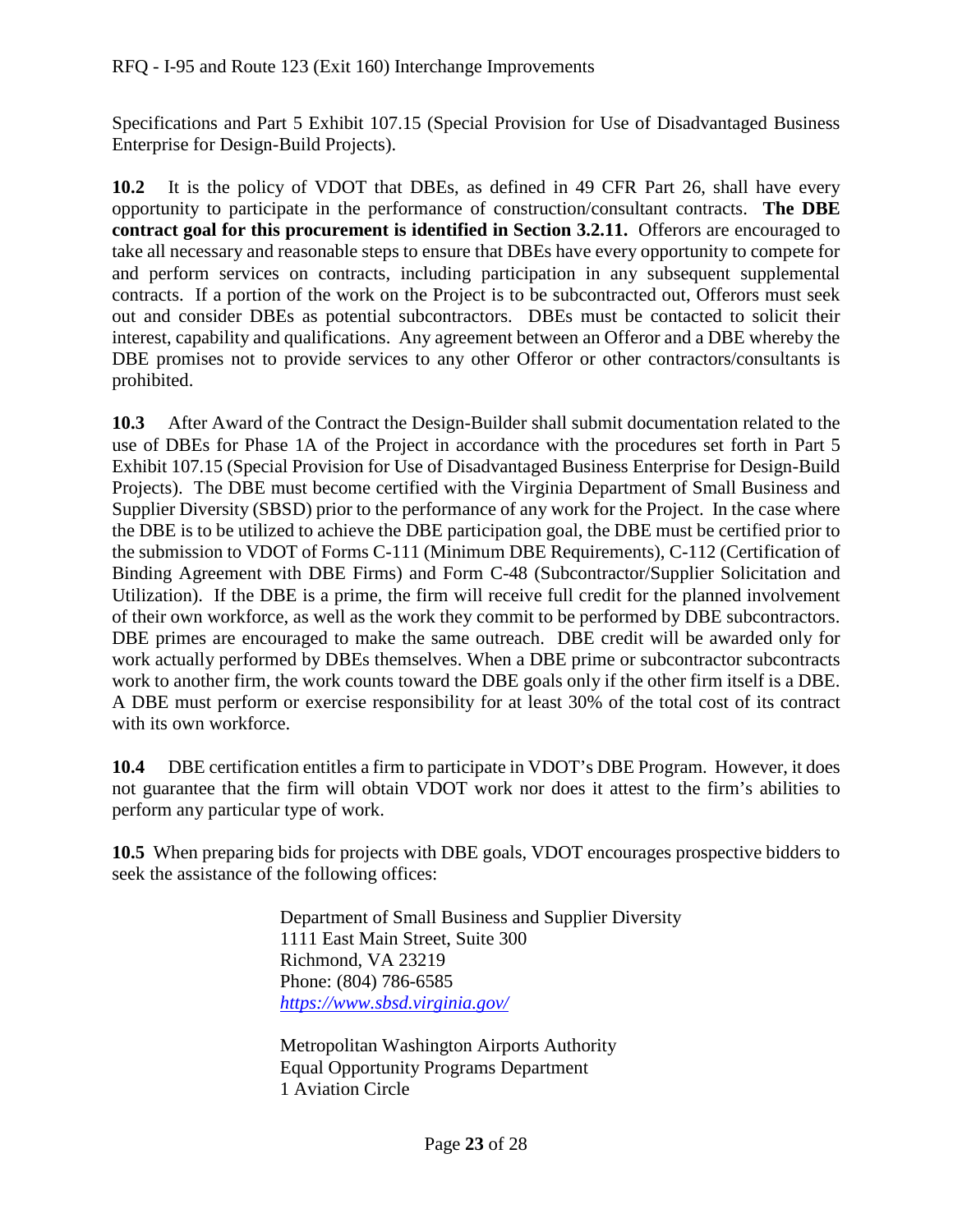Specifications and Part 5 Exhibit 107.15 (Special Provision for Use of Disadvantaged Business Enterprise for Design-Build Projects).

**10.2** It is the policy of VDOT that DBEs, as defined in 49 CFR Part 26, shall have every opportunity to participate in the performance of construction/consultant contracts. **The DBE contract goal for this procurement is identified in Section 3.2.11.** Offerors are encouraged to take all necessary and reasonable steps to ensure that DBEs have every opportunity to compete for and perform services on contracts, including participation in any subsequent supplemental contracts. If a portion of the work on the Project is to be subcontracted out, Offerors must seek out and consider DBEs as potential subcontractors. DBEs must be contacted to solicit their interest, capability and qualifications. Any agreement between an Offeror and a DBE whereby the DBE promises not to provide services to any other Offeror or other contractors/consultants is prohibited.

**10.3** After Award of the Contract the Design-Builder shall submit documentation related to the use of DBEs for Phase 1A of the Project in accordance with the procedures set forth in Part 5 Exhibit 107.15 (Special Provision for Use of Disadvantaged Business Enterprise for Design-Build Projects). The DBE must become certified with the Virginia Department of Small Business and Supplier Diversity (SBSD) prior to the performance of any work for the Project. In the case where the DBE is to be utilized to achieve the DBE participation goal, the DBE must be certified prior to the submission to VDOT of Forms C-111 (Minimum DBE Requirements), C-112 (Certification of Binding Agreement with DBE Firms) and Form C-48 (Subcontractor/Supplier Solicitation and Utilization). If the DBE is a prime, the firm will receive full credit for the planned involvement of their own workforce, as well as the work they commit to be performed by DBE subcontractors. DBE primes are encouraged to make the same outreach. DBE credit will be awarded only for work actually performed by DBEs themselves. When a DBE prime or subcontractor subcontracts work to another firm, the work counts toward the DBE goals only if the other firm itself is a DBE. A DBE must perform or exercise responsibility for at least 30% of the total cost of its contract with its own workforce.

**10.4** DBE certification entitles a firm to participate in VDOT's DBE Program. However, it does not guarantee that the firm will obtain VDOT work nor does it attest to the firm's abilities to perform any particular type of work.

**10.5** When preparing bids for projects with DBE goals, VDOT encourages prospective bidders to seek the assistance of the following offices:

Department of Small Business and Supplier Diversity
1111 East Main Street, Suite 300
Richmond, VA 23219
Phone: (804) 786-6585
*https://www.sbsd.virginia.gov/*

Metropolitan Washington Airports Authority
Equal Opportunity Programs Department
1 Aviation Circle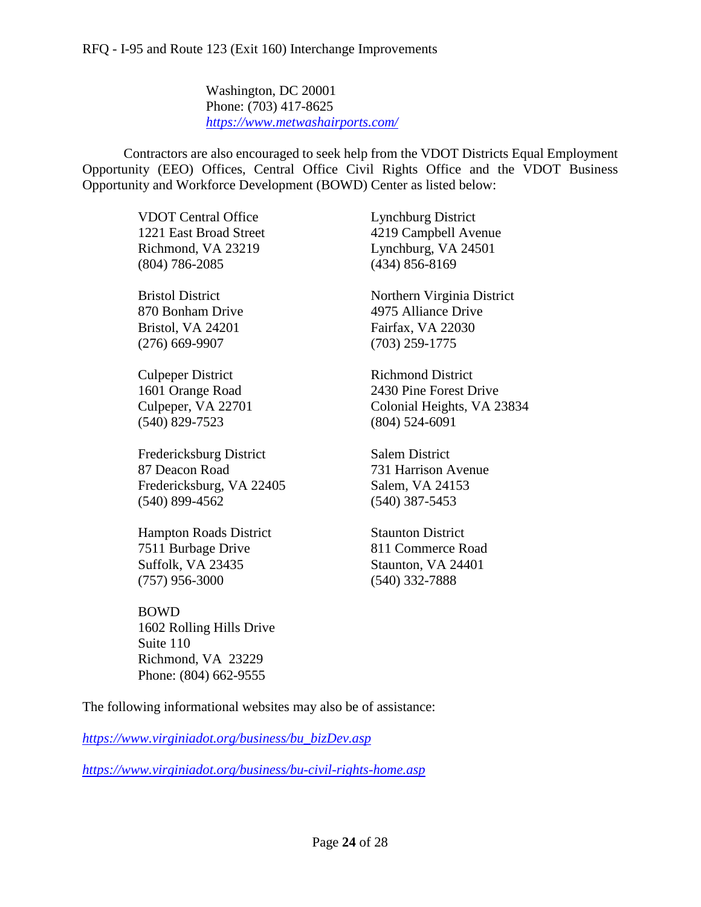Washington, DC 20001
Phone: (703) 417-8625
[https://www.metwashairports.com/](https://www.metwashairports.com/)

Contractors are also encouraged to seek help from the VDOT Districts Equal Employment Opportunity (EEO) Offices, Central Office Civil Rights Office and the VDOT Business Opportunity and Workforce Development (BOWD) Center as listed below:

VDOT Central Office
1221 East Broad Street
Richmond, VA 23219
(804) 786-2085

Bristol District
870 Bonham Drive
Bristol, VA 24201
(276) 669-9907

Culpeper District
1601 Orange Road
Culpeper, VA 22701
(540) 829-7523

Fredericksburg District
87 Deacon Road
Fredericksburg, VA 22405
(540) 899-4562

Hampton Roads District
7511 Burbage Drive
Suffolk, VA 23435
(757) 956-3000

BOWD
1602 Rolling Hills Drive
Suite 110
Richmond, VA 23229
Phone: (804) 662-9555

Lynchburg District
4219 Campbell Avenue
Lynchburg, VA 24501
(434) 856-8169

Northern Virginia District
4975 Alliance Drive
Fairfax, VA 22030
(703) 259-1775

Richmond District
2430 Pine Forest Drive
Colonial Heights, VA 23834
(804) 524-6091

Salem District
731 Harrison Avenue
Salem, VA 24153
(540) 387-5453

Staunton District
811 Commerce Road
Staunton, VA 24401
(540) 332-7888

The following informational websites may also be of assistance:

[https://www.virginiadot.org/business/bu_bizDev.asp](https://www.virginiadot.org/business/bu_bizDev.asp)

[https://www.virginiadot.org/business/bu-civil-rights-home.asp](https://www.virginiadot.org/business/bu-civil-rights-home.asp)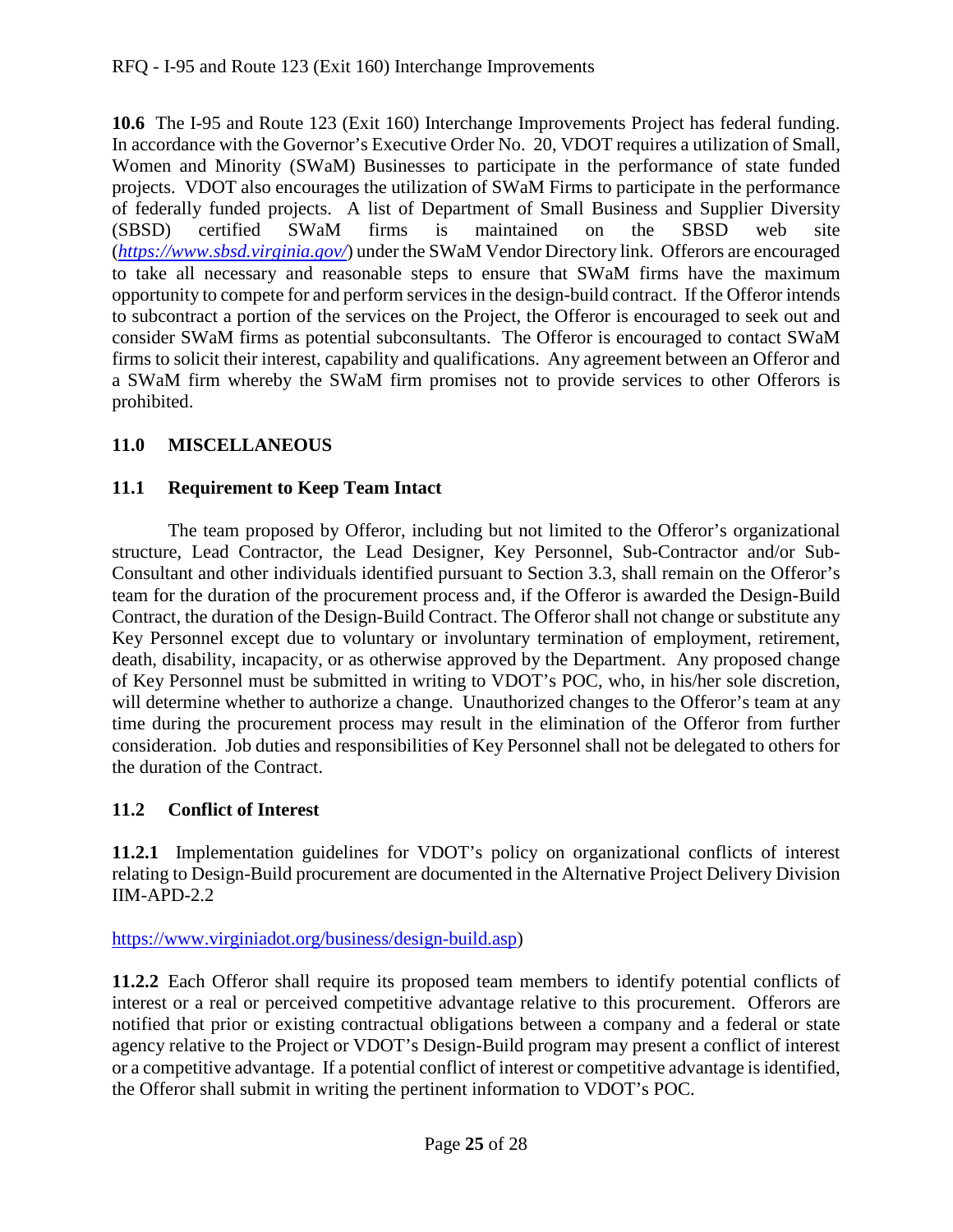**10.6** The I-95 and Route 123 (Exit 160) Interchange Improvements Project has federal funding. In accordance with the Governor's Executive Order No. 20, VDOT requires a utilization of Small, Women and Minority (SWaM) Businesses to participate in the performance of state funded projects. VDOT also encourages the utilization of SWaM Firms to participate in the performance of federally funded projects. A list of Department of Small Business and Supplier Diversity (SBSD) certified SWaM firms is maintained on the SBSD web site (*https://www.sbsd.virginia.gov/*) under the SWaM Vendor Directory link. Offerors are encouraged to take all necessary and reasonable steps to ensure that SWaM firms have the maximum opportunity to compete for and perform services in the design-build contract. If the Offeror intends to subcontract a portion of the services on the Project, the Offeror is encouraged to seek out and consider SWaM firms as potential subconsultants. The Offeror is encouraged to contact SWaM firms to solicit their interest, capability and qualifications. Any agreement between an Offeror and a SWaM firm whereby the SWaM firm promises not to provide services to other Offerors is prohibited.

## 11.0 MISCELLANEOUS

### 11.1 Requirement to Keep Team Intact

The team proposed by Offeror, including but not limited to the Offeror's organizational structure, Lead Contractor, the Lead Designer, Key Personnel, Sub-Contractor and/or Sub-Consultant and other individuals identified pursuant to Section 3.3, shall remain on the Offeror's team for the duration of the procurement process and, if the Offeror is awarded the Design-Build Contract, the duration of the Design-Build Contract. The Offeror shall not change or substitute any Key Personnel except due to voluntary or involuntary termination of employment, retirement, death, disability, incapacity, or as otherwise approved by the Department. Any proposed change of Key Personnel must be submitted in writing to VDOT's POC, who, in his/her sole discretion, will determine whether to authorize a change. Unauthorized changes to the Offeror's team at any time during the procurement process may result in the elimination of the Offeror from further consideration. Job duties and responsibilities of Key Personnel shall not be delegated to others for the duration of the Contract.

### 11.2 Conflict of Interest

**11.2.1** Implementation guidelines for VDOT's policy on organizational conflicts of interest relating to Design-Build procurement are documented in the Alternative Project Delivery Division IIM-APD-2.2

https://www.virginiadot.org/business/design-build.asp)

**11.2.2** Each Offeror shall require its proposed team members to identify potential conflicts of interest or a real or perceived competitive advantage relative to this procurement. Offerors are notified that prior or existing contractual obligations between a company and a federal or state agency relative to the Project or VDOT's Design-Build program may present a conflict of interest or a competitive advantage. If a potential conflict of interest or competitive advantage is identified, the Offeror shall submit in writing the pertinent information to VDOT's POC.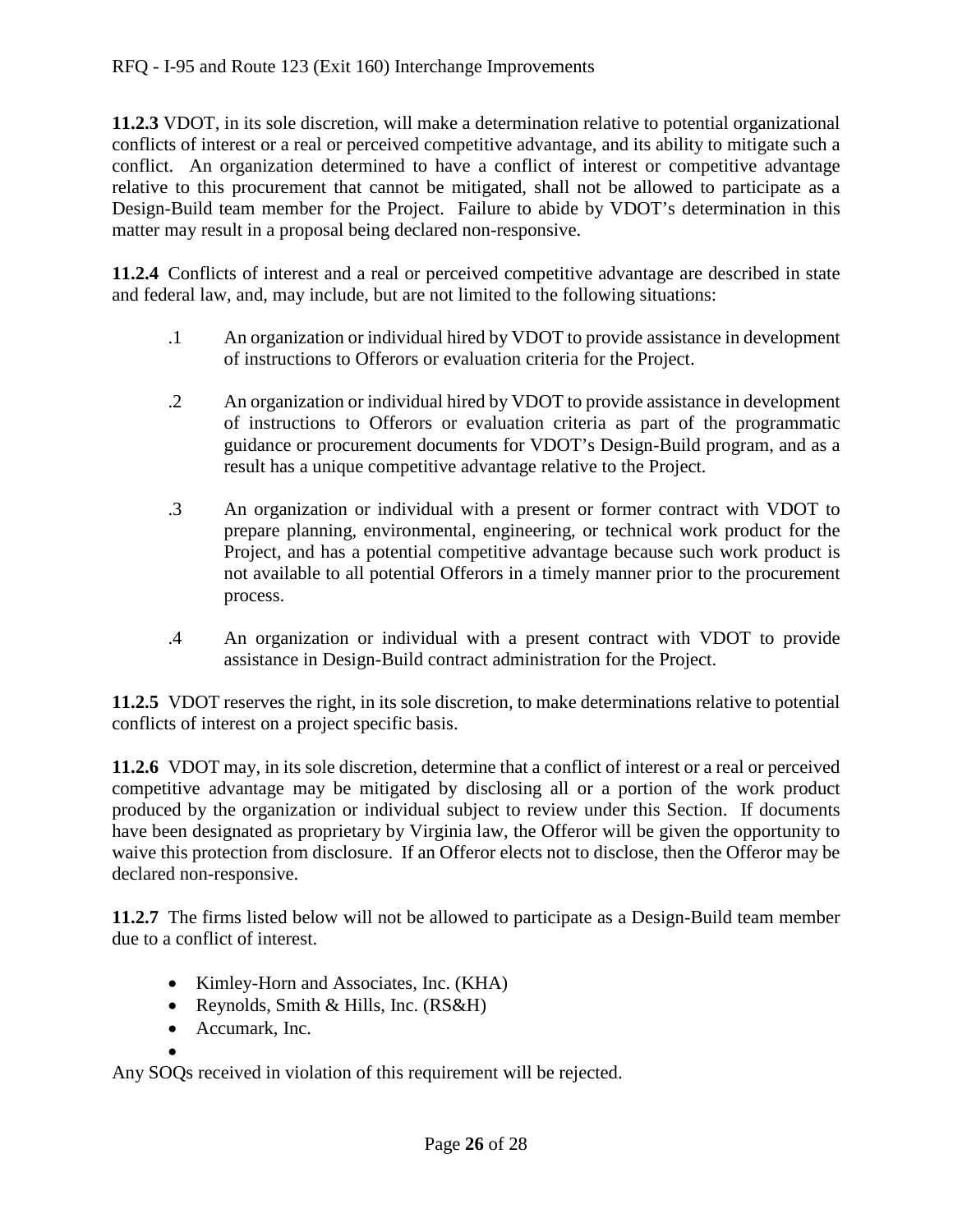**11.2.3** VDOT, in its sole discretion, will make a determination relative to potential organizational conflicts of interest or a real or perceived competitive advantage, and its ability to mitigate such a conflict. An organization determined to have a conflict of interest or competitive advantage relative to this procurement that cannot be mitigated, shall not be allowed to participate as a Design-Build team member for the Project. Failure to abide by VDOT's determination in this matter may result in a proposal being declared non-responsive.

**11.2.4** Conflicts of interest and a real or perceived competitive advantage are described in state and federal law, and, may include, but are not limited to the following situations:

.1 An organization or individual hired by VDOT to provide assistance in development of instructions to Offerors or evaluation criteria for the Project.

.2 An organization or individual hired by VDOT to provide assistance in development of instructions to Offerors or evaluation criteria as part of the programmatic guidance or procurement documents for VDOT's Design-Build program, and as a result has a unique competitive advantage relative to the Project.

.3 An organization or individual with a present or former contract with VDOT to prepare planning, environmental, engineering, or technical work product for the Project, and has a potential competitive advantage because such work product is not available to all potential Offerors in a timely manner prior to the procurement process.

.4 An organization or individual with a present contract with VDOT to provide assistance in Design-Build contract administration for the Project.

**11.2.5** VDOT reserves the right, in its sole discretion, to make determinations relative to potential conflicts of interest on a project specific basis.

**11.2.6** VDOT may, in its sole discretion, determine that a conflict of interest or a real or perceived competitive advantage may be mitigated by disclosing all or a portion of the work product produced by the organization or individual subject to review under this Section. If documents have been designated as proprietary by Virginia law, the Offeror will be given the opportunity to waive this protection from disclosure. If an Offeror elects not to disclose, then the Offeror may be declared non-responsive.

**11.2.7** The firms listed below will not be allowed to participate as a Design-Build team member due to a conflict of interest.

- Kimley-Horn and Associates, Inc. (KHA)
- Reynolds, Smith & Hills, Inc. (RS&H)
- Accumark, Inc.
- 

Any SOQs received in violation of this requirement will be rejected.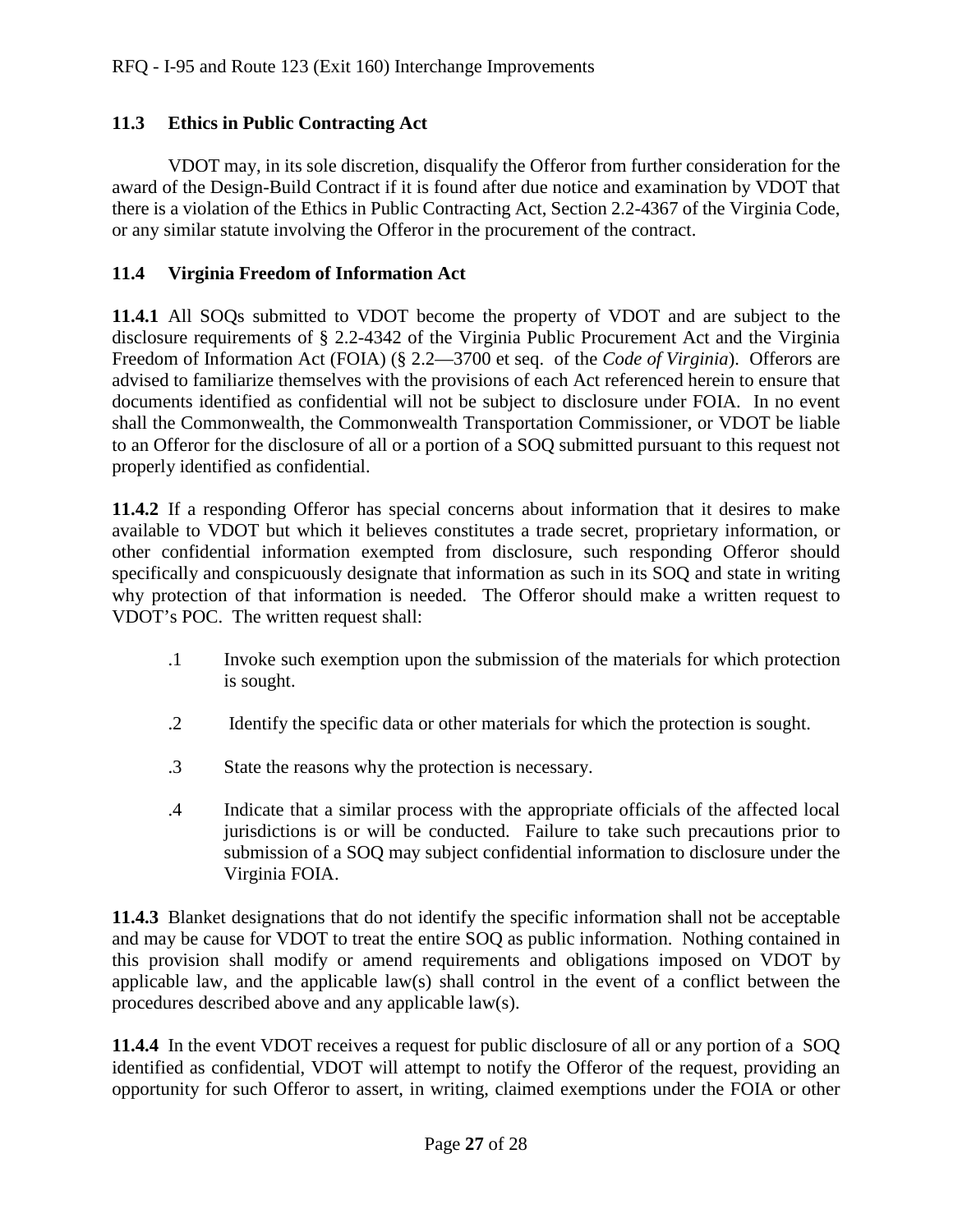### 11.3 Ethics in Public Contracting Act

VDOT may, in its sole discretion, disqualify the Offeror from further consideration for the award of the Design-Build Contract if it is found after due notice and examination by VDOT that there is a violation of the Ethics in Public Contracting Act, Section 2.2-4367 of the Virginia Code, or any similar statute involving the Offeror in the procurement of the contract.

### 11.4 Virginia Freedom of Information Act

**11.4.1** All SOQs submitted to VDOT become the property of VDOT and are subject to the disclosure requirements of § 2.2-4342 of the Virginia Public Procurement Act and the Virginia Freedom of Information Act (FOIA) (§ 2.2—3700 et seq. of the *Code of Virginia*). Offerors are advised to familiarize themselves with the provisions of each Act referenced herein to ensure that documents identified as confidential will not be subject to disclosure under FOIA. In no event shall the Commonwealth, the Commonwealth Transportation Commissioner, or VDOT be liable to an Offeror for the disclosure of all or a portion of a SOQ submitted pursuant to this request not properly identified as confidential.

**11.4.2** If a responding Offeror has special concerns about information that it desires to make available to VDOT but which it believes constitutes a trade secret, proprietary information, or other confidential information exempted from disclosure, such responding Offeror should specifically and conspicuously designate that information as such in its SOQ and state in writing why protection of that information is needed. The Offeror should make a written request to VDOT's POC. The written request shall:

.1 Invoke such exemption upon the submission of the materials for which protection is sought.

.2 Identify the specific data or other materials for which the protection is sought.

.3 State the reasons why the protection is necessary.

.4 Indicate that a similar process with the appropriate officials of the affected local jurisdictions is or will be conducted. Failure to take such precautions prior to submission of a SOQ may subject confidential information to disclosure under the Virginia FOIA.

**11.4.3** Blanket designations that do not identify the specific information shall not be acceptable and may be cause for VDOT to treat the entire SOQ as public information. Nothing contained in this provision shall modify or amend requirements and obligations imposed on VDOT by applicable law, and the applicable law(s) shall control in the event of a conflict between the procedures described above and any applicable law(s).

**11.4.4** In the event VDOT receives a request for public disclosure of all or any portion of a SOQ identified as confidential, VDOT will attempt to notify the Offeror of the request, providing an opportunity for such Offeror to assert, in writing, claimed exemptions under the FOIA or other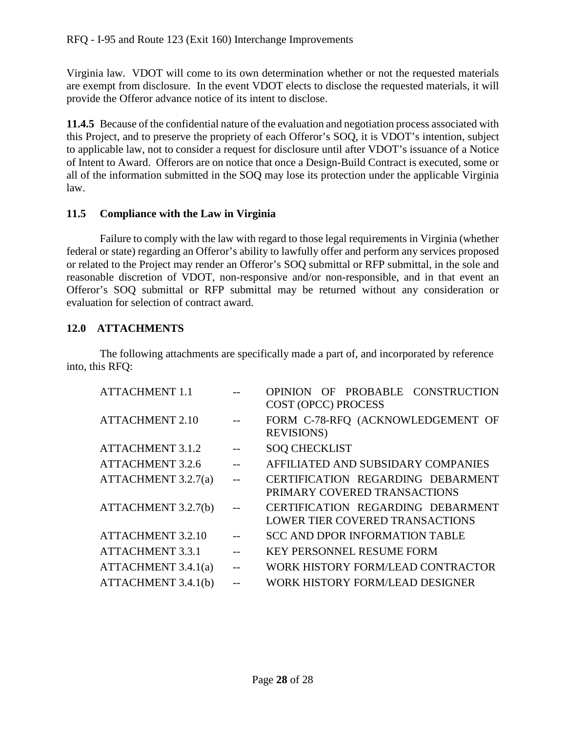Virginia law. VDOT will come to its own determination whether or not the requested materials are exempt from disclosure. In the event VDOT elects to disclose the requested materials, it will provide the Offeror advance notice of its intent to disclose.

**11.4.5** Because of the confidential nature of the evaluation and negotiation process associated with this Project, and to preserve the propriety of each Offeror's SOQ, it is VDOT's intention, subject to applicable law, not to consider a request for disclosure until after VDOT's issuance of a Notice of Intent to Award. Offerors are on notice that once a Design-Build Contract is executed, some or all of the information submitted in the SOQ may lose its protection under the applicable Virginia law.

### 11.5 Compliance with the Law in Virginia

Failure to comply with the law with regard to those legal requirements in Virginia (whether federal or state) regarding an Offeror's ability to lawfully offer and perform any services proposed or related to the Project may render an Offeror's SOQ submittal or RFP submittal, in the sole and reasonable discretion of VDOT, non-responsive and/or non-responsible, and in that event an Offeror's SOQ submittal or RFP submittal may be returned without any consideration or evaluation for selection of contract award.

## 12.0 ATTACHMENTS

The following attachments are specifically made a part of, and incorporated by reference into, this RFQ:

| | | |
|---|---|---|
| ATTACHMENT 1.1 | -- | OPINION OF PROBABLE CONSTRUCTION COST (OPCC) PROCESS |
| ATTACHMENT 2.10 | -- | FORM C-78-RFQ (ACKNOWLEDGEMENT OF REVISIONS) |
| ATTACHMENT 3.1.2 | -- | SOQ CHECKLIST |
| ATTACHMENT 3.2.6 | -- | AFFILIATED AND SUBSIDARY COMPANIES |
| ATTACHMENT 3.2.7(a) | -- | CERTIFICATION REGARDING DEBARMENT PRIMARY COVERED TRANSACTIONS |
| ATTACHMENT 3.2.7(b) | -- | CERTIFICATION REGARDING DEBARMENT LOWER TIER COVERED TRANSACTIONS |
| ATTACHMENT 3.2.10 | -- | SCC AND DPOR INFORMATION TABLE |
| ATTACHMENT 3.3.1 | -- | KEY PERSONNEL RESUME FORM |
| ATTACHMENT 3.4.1(a) | -- | WORK HISTORY FORM/LEAD CONTRACTOR |
| ATTACHMENT 3.4.1(b) | -- | WORK HISTORY FORM/LEAD DESIGNER |